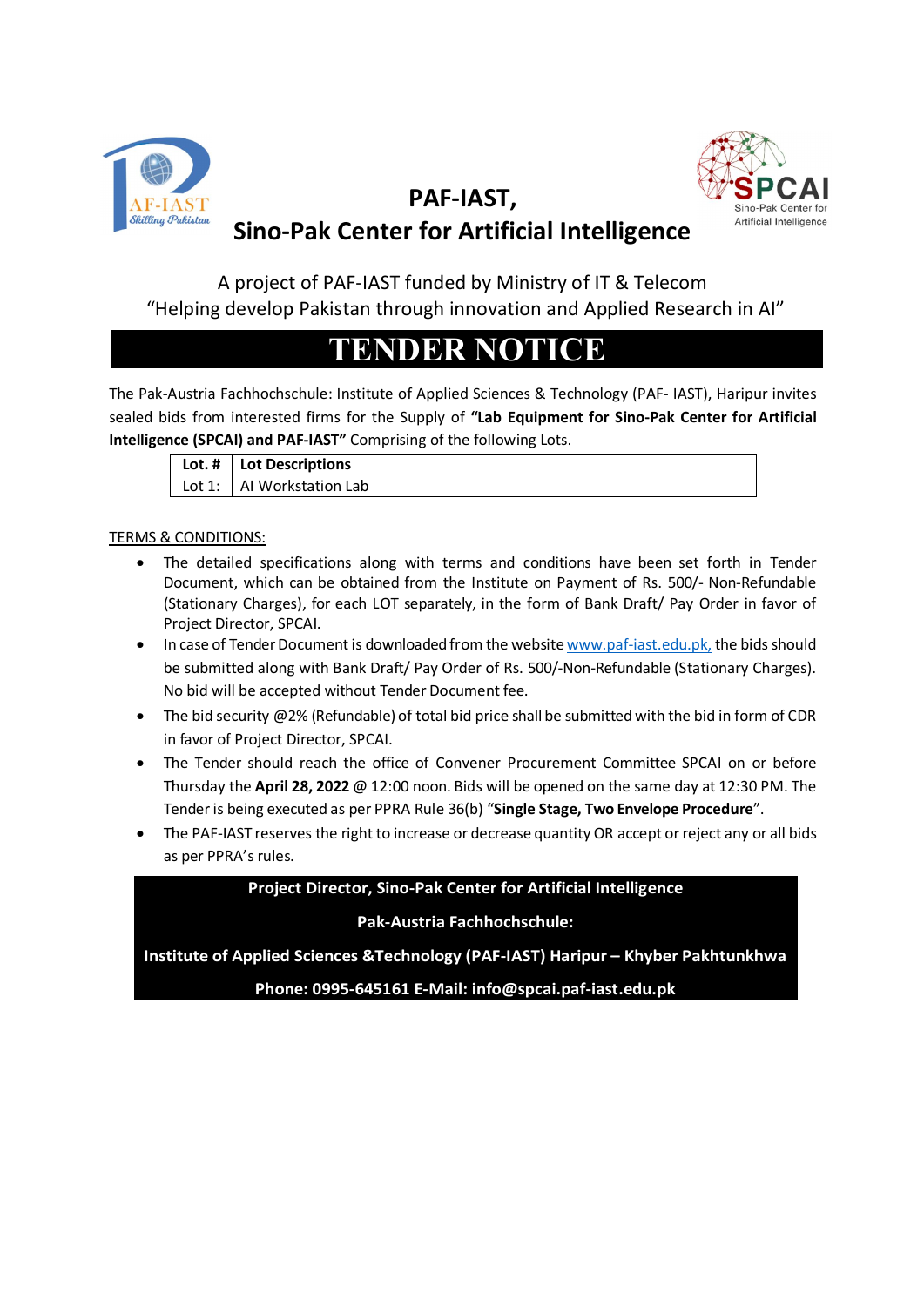# PAF-IAST, Sino-Pak Center for Artificial Intelligence

A project of PAF-IAST funded by Ministry of IT & Telecom
"Helping develop Pakistan through innovation and Applied Research in AI"

# TENDER NOTICE

The Pak-Austria Fachhochschule: Institute of Applied Sciences & Technology (PAF- IAST), Haripur invites sealed bids from interested firms for the Supply of **"Lab Equipment for Sino-Pak Center for Artificial Intelligence (SPCAI) and PAF-IAST"** Comprising of the following Lots.

| Lot. # | Lot Descriptions |
|---|---|
| Lot 1: | AI Workstation Lab |

TERMS & CONDITIONS:

- The detailed specifications along with terms and conditions have been set forth in Tender Document, which can be obtained from the Institute on Payment of Rs. 500/- Non-Refundable (Stationary Charges), for each LOT separately, in the form of Bank Draft/ Pay Order in favor of Project Director, SPCAI.
- In case of Tender Document is downloaded from the website www.paf-iast.edu.pk, the bids should be submitted along with Bank Draft/ Pay Order of Rs. 500/-Non-Refundable (Stationary Charges). No bid will be accepted without Tender Document fee.
- The bid security @2% (Refundable) of total bid price shall be submitted with the bid in form of CDR in favor of Project Director, SPCAI.
- The Tender should reach the office of Convener Procurement Committee SPCAI on or before Thursday the **April 28, 2022** @ 12:00 noon. Bids will be opened on the same day at 12:30 PM. The Tender is being executed as per PPRA Rule 36(b) "**Single Stage, Two Envelope Procedure**".
- The PAF-IAST reserves the right to increase or decrease quantity OR accept or reject any or all bids as per PPRA's rules.

**Project Director, Sino-Pak Center for Artificial Intelligence**

**Pak-Austria Fachhochschule:**

**Institute of Applied Sciences &Technology (PAF-IAST) Haripur – Khyber Pakhtunkhwa**

**Phone: 0995-645161 E-Mail: info@spcai.paf-iast.edu.pk**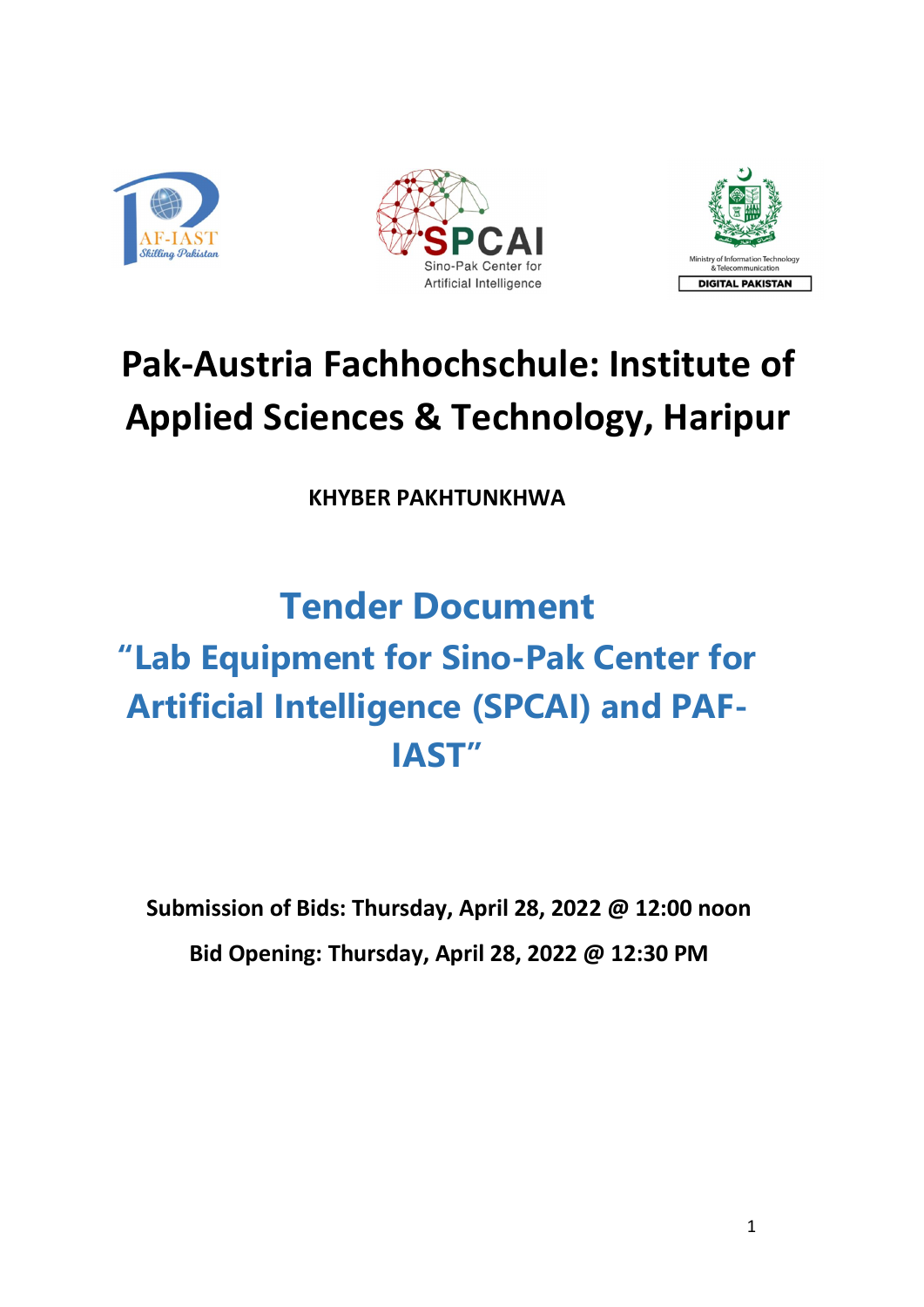# Pak-Austria Fachhochschule: Institute of Applied Sciences & Technology, Haripur

**KHYBER PAKHTUNKHWA**

## Tender Document

## "Lab Equipment for Sino-Pak Center for Artificial Intelligence (SPCAI) and PAF-IAST"

**Submission of Bids: Thursday, April 28, 2022 @ 12:00 noon**

**Bid Opening: Thursday, April 28, 2022 @ 12:30 PM**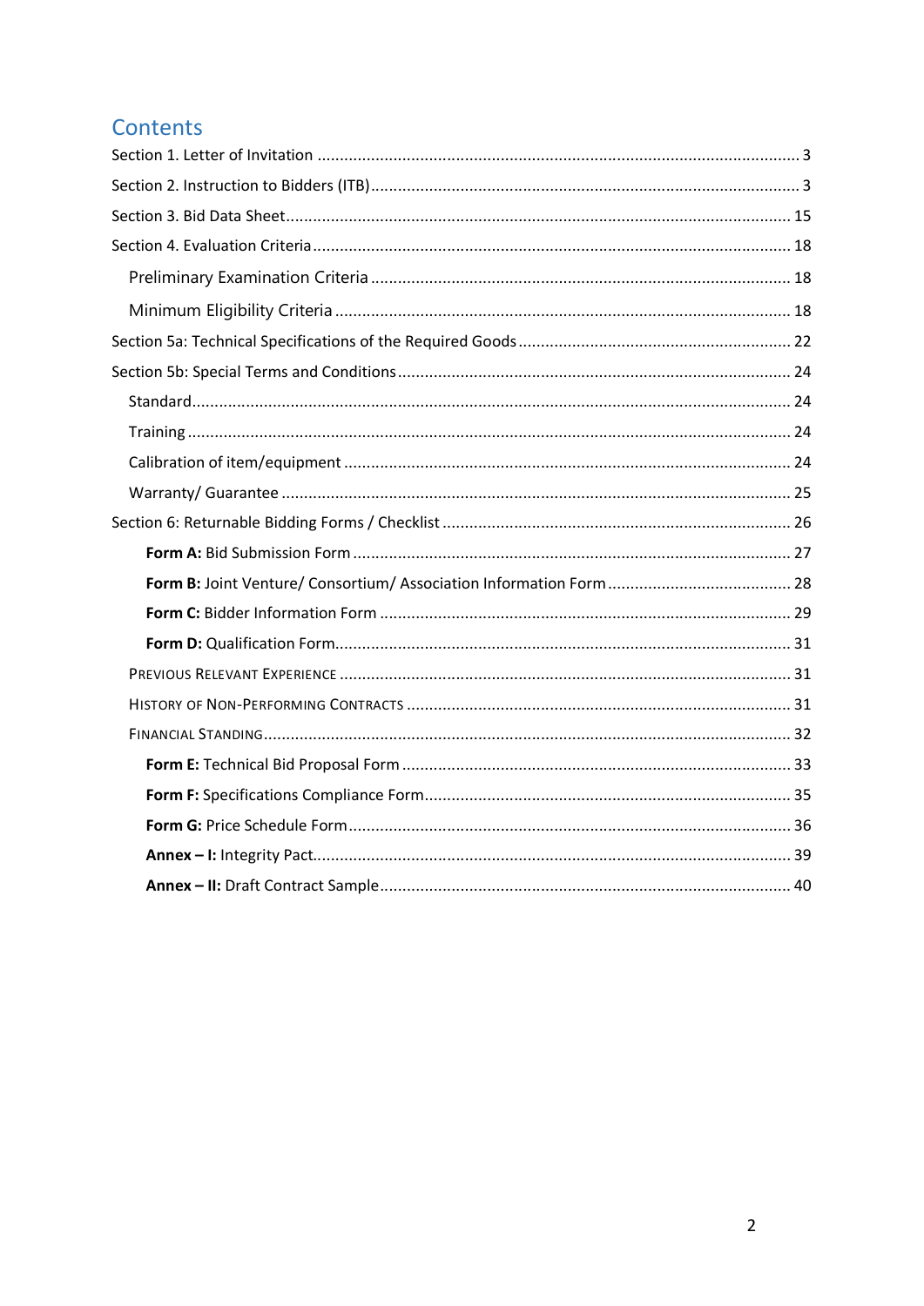# Contents

Section 1. Letter of Invitation .......................................................................................................... 3

Section 2. Instruction to Bidders (ITB) .............................................................................................. 3

Section 3. Bid Data Sheet ............................................................................................................... 15

Section 4. Evaluation Criteria ......................................................................................................... 18

  Preliminary Examination Criteria ............................................................................................. 18

  Minimum Eligibility Criteria ..................................................................................................... 18

Section 5a: Technical Specifications of the Required Goods ............................................................ 22

Section 5b: Special Terms and Conditions ...................................................................................... 24

  Standard ................................................................................................................................... 24

  Training .................................................................................................................................... 24

  Calibration of item/equipment .................................................................................................. 24

  Warranty/ Guarantee ................................................................................................................ 25

Section 6: Returnable Bidding Forms / Checklist ............................................................................. 26

    **Form A:** Bid Submission Form ................................................................................................ 27

    **Form B:** Joint Venture/ Consortium/ Association Information Form ......................................... 28

    **Form C:** Bidder Information Form .......................................................................................... 29

    **Form D:** Qualification Form .................................................................................................... 31

  Previous Relevant Experience ................................................................................................... 31

  History of Non-Performing Contracts ........................................................................................ 31

  Financial Standing .................................................................................................................... 32

    **Form E:** Technical Bid Proposal Form ...................................................................................... 33

    **Form F:** Specifications Compliance Form ................................................................................. 35

    **Form G:** Price Schedule Form .................................................................................................. 36

    **Annex – I:** Integrity Pact ......................................................................................................... 39

    **Annex – II:** Draft Contract Sample ........................................................................................... 40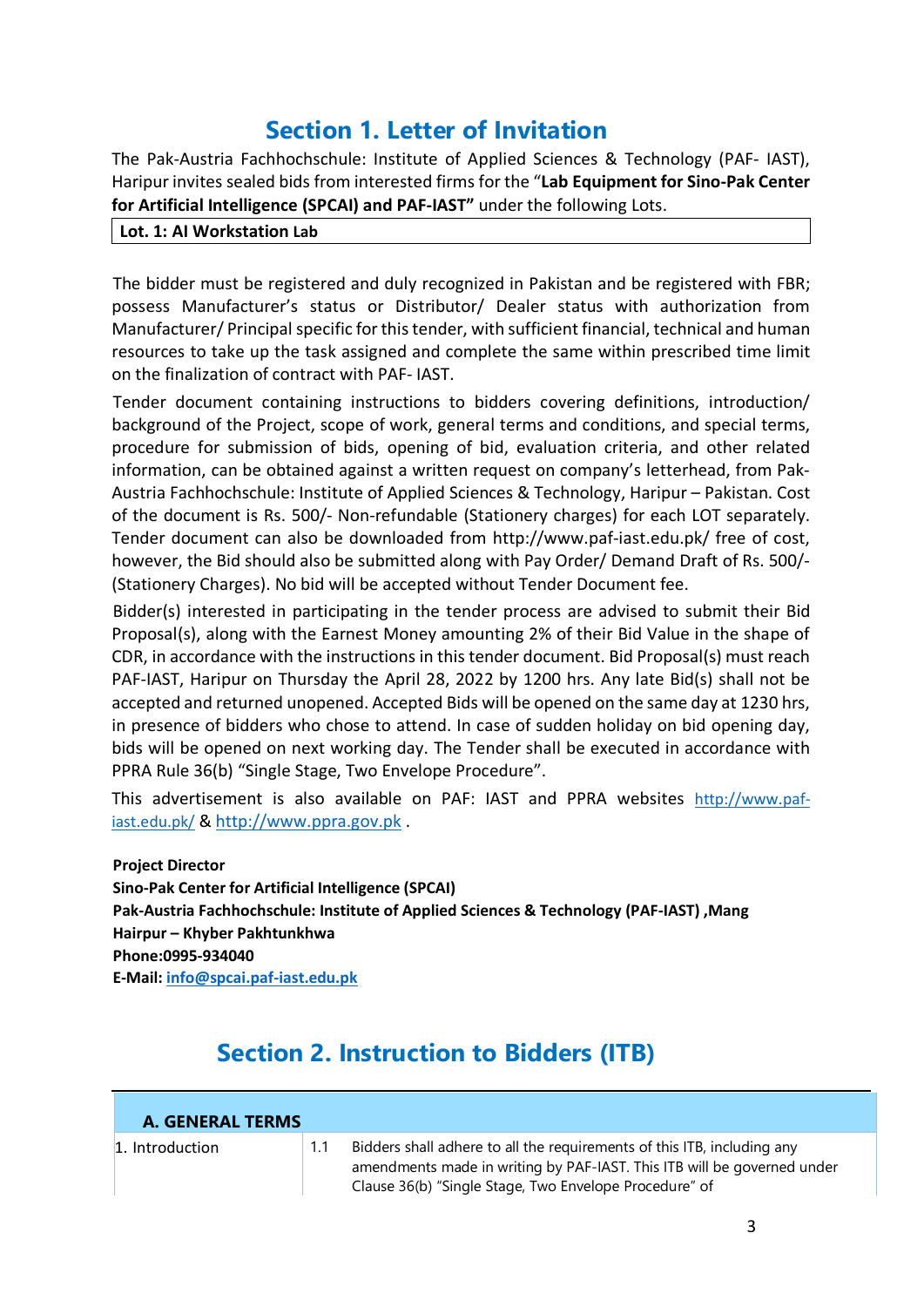# Section 1. Letter of Invitation

The Pak-Austria Fachhochschule: Institute of Applied Sciences & Technology (PAF- IAST), Haripur invites sealed bids from interested firms for the "**Lab Equipment for Sino-Pak Center for Artificial Intelligence (SPCAI) and PAF-IAST"** under the following Lots.

| **Lot. 1: AI Workstation Lab** |
|---|

The bidder must be registered and duly recognized in Pakistan and be registered with FBR; possess Manufacturer's status or Distributor/ Dealer status with authorization from Manufacturer/ Principal specific for this tender, with sufficient financial, technical and human resources to take up the task assigned and complete the same within prescribed time limit on the finalization of contract with PAF- IAST.

Tender document containing instructions to bidders covering definitions, introduction/ background of the Project, scope of work, general terms and conditions, and special terms, procedure for submission of bids, opening of bid, evaluation criteria, and other related information, can be obtained against a written request on company's letterhead, from Pak-Austria Fachhochschule: Institute of Applied Sciences & Technology, Haripur – Pakistan. Cost of the document is Rs. 500/- Non-refundable (Stationery charges) for each LOT separately. Tender document can also be downloaded from http://www.paf-iast.edu.pk/ free of cost, however, the Bid should also be submitted along with Pay Order/ Demand Draft of Rs. 500/- (Stationery Charges). No bid will be accepted without Tender Document fee.

Bidder(s) interested in participating in the tender process are advised to submit their Bid Proposal(s), along with the Earnest Money amounting 2% of their Bid Value in the shape of CDR, in accordance with the instructions in this tender document. Bid Proposal(s) must reach PAF-IAST, Haripur on Thursday the April 28, 2022 by 1200 hrs. Any late Bid(s) shall not be accepted and returned unopened. Accepted Bids will be opened on the same day at 1230 hrs, in presence of bidders who chose to attend. In case of sudden holiday on bid opening day, bids will be opened on next working day. The Tender shall be executed in accordance with PPRA Rule 36(b) "Single Stage, Two Envelope Procedure".

This advertisement is also available on PAF: IAST and PPRA websites http://www.paf-iast.edu.pk/ & http://www.ppra.gov.pk .

**Project Director**
**Sino-Pak Center for Artificial Intelligence (SPCAI)**
**Pak-Austria Fachhochschule: Institute of Applied Sciences & Technology (PAF-IAST) ,Mang**
**Hairpur – Khyber Pakhtunkhwa**
**Phone:0995-934040**
**E-Mail: info@spcai.paf-iast.edu.pk**

# Section 2. Instruction to Bidders (ITB)

| **A. GENERAL TERMS** | | |
|---|---|---|
| 1. Introduction | 1.1 | Bidders shall adhere to all the requirements of this ITB, including any amendments made in writing by PAF-IAST. This ITB will be governed under Clause 36(b) "Single Stage, Two Envelope Procedure" of |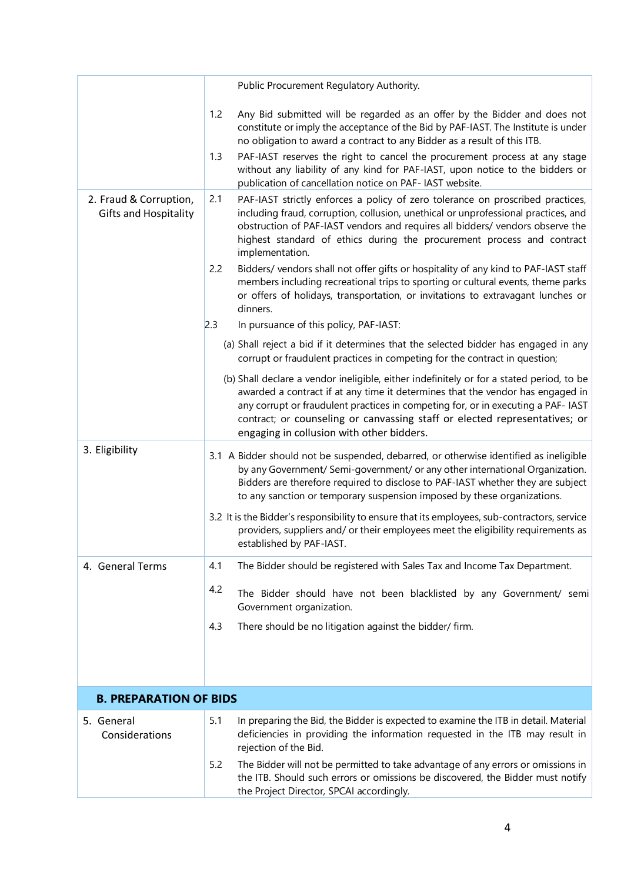| | |
|---|---|
| | Public Procurement Regulatory Authority.<br><br>1.2 Any Bid submitted will be regarded as an offer by the Bidder and does not constitute or imply the acceptance of the Bid by PAF-IAST. The Institute is under no obligation to award a contract to any Bidder as a result of this ITB.<br><br>1.3 PAF-IAST reserves the right to cancel the procurement process at any stage without any liability of any kind for PAF-IAST, upon notice to the bidders or publication of cancellation notice on PAF- IAST website. |
| 2. Fraud & Corruption, Gifts and Hospitality | 2.1 PAF-IAST strictly enforces a policy of zero tolerance on proscribed practices, including fraud, corruption, collusion, unethical or unprofessional practices, and obstruction of PAF-IAST vendors and requires all bidders/ vendors observe the highest standard of ethics during the procurement process and contract implementation.<br><br>2.2 Bidders/ vendors shall not offer gifts or hospitality of any kind to PAF-IAST staff members including recreational trips to sporting or cultural events, theme parks or offers of holidays, transportation, or invitations to extravagant lunches or dinners.<br><br>2.3 In pursuance of this policy, PAF-IAST:<br><br>(a) Shall reject a bid if it determines that the selected bidder has engaged in any corrupt or fraudulent practices in competing for the contract in question;<br><br>(b) Shall declare a vendor ineligible, either indefinitely or for a stated period, to be awarded a contract if at any time it determines that the vendor has engaged in any corrupt or fraudulent practices in competing for, or in executing a PAF- IAST contract; or counseling or canvassing staff or elected representatives; or engaging in collusion with other bidders. |
| 3. Eligibility | 3.1 A Bidder should not be suspended, debarred, or otherwise identified as ineligible by any Government/ Semi-government/ or any other international Organization. Bidders are therefore required to disclose to PAF-IAST whether they are subject to any sanction or temporary suspension imposed by these organizations.<br><br>3.2 It is the Bidder's responsibility to ensure that its employees, sub-contractors, service providers, suppliers and/ or their employees meet the eligibility requirements as established by PAF-IAST. |
| 4. General Terms | 4.1 The Bidder should be registered with Sales Tax and Income Tax Department.<br><br>4.2 The Bidder should have not been blacklisted by any Government/ semi Government organization.<br><br>4.3 There should be no litigation against the bidder/ firm. |
| **B. PREPARATION OF BIDS** | |
| 5. General Considerations | 5.1 In preparing the Bid, the Bidder is expected to examine the ITB in detail. Material deficiencies in providing the information requested in the ITB may result in rejection of the Bid.<br><br>5.2 The Bidder will not be permitted to take advantage of any errors or omissions in the ITB. Should such errors or omissions be discovered, the Bidder must notify the Project Director, SPCAI accordingly. |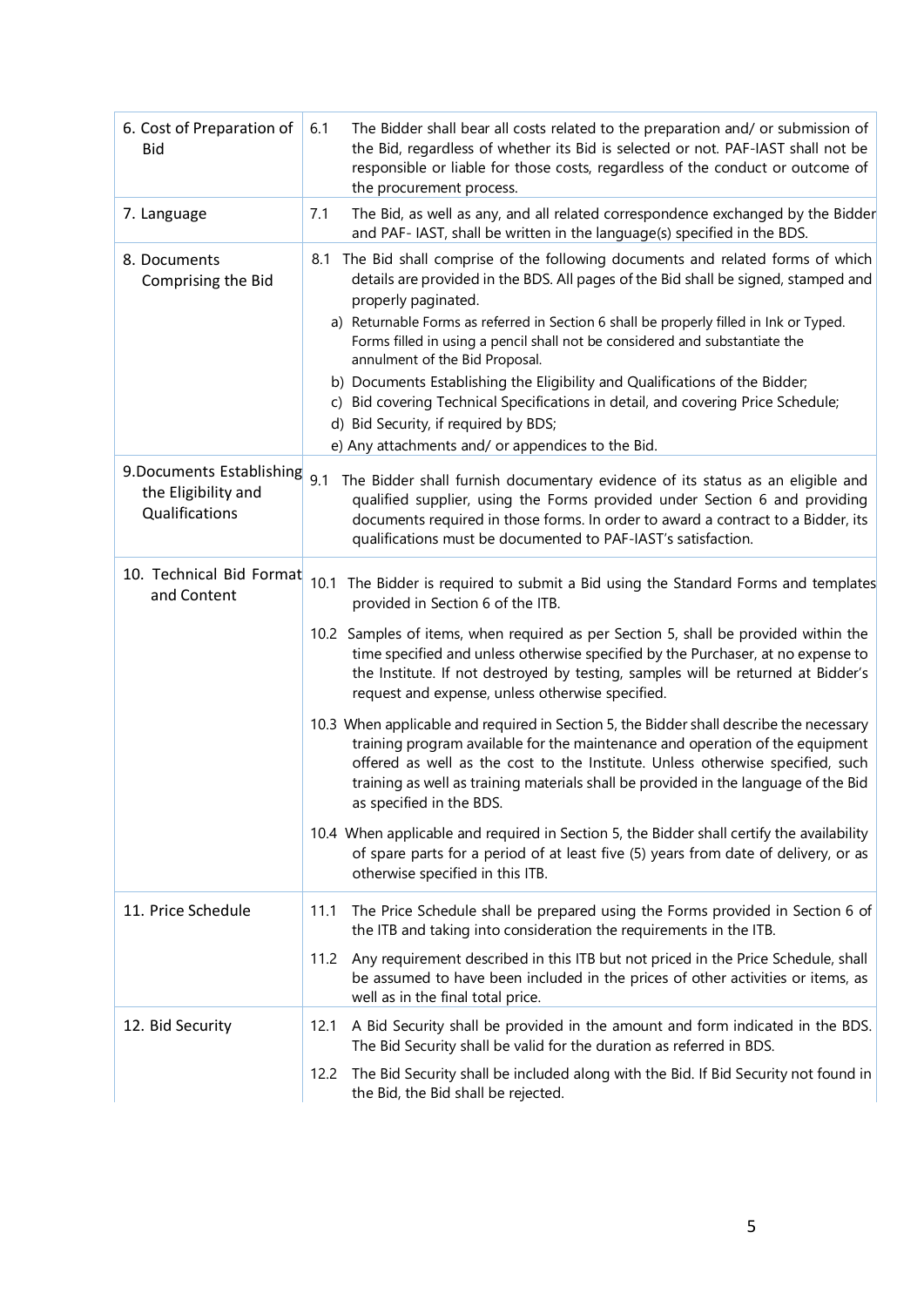| | |
|---|---|
| 6. Cost of Preparation of Bid | 6.1 The Bidder shall bear all costs related to the preparation and/ or submission of the Bid, regardless of whether its Bid is selected or not. PAF-IAST shall not be responsible or liable for those costs, regardless of the conduct or outcome of the procurement process. |
| 7. Language | 7.1 The Bid, as well as any, and all related correspondence exchanged by the Bidder and PAF- IAST, shall be written in the language(s) specified in the BDS. |
| 8. Documents Comprising the Bid | 8.1 The Bid shall comprise of the following documents and related forms of which details are provided in the BDS. All pages of the Bid shall be signed, stamped and properly paginated.<br>a) Returnable Forms as referred in Section 6 shall be properly filled in Ink or Typed. Forms filled in using a pencil shall not be considered and substantiate the annulment of the Bid Proposal.<br>b) Documents Establishing the Eligibility and Qualifications of the Bidder;<br>c) Bid covering Technical Specifications in detail, and covering Price Schedule;<br>d) Bid Security, if required by BDS;<br>e) Any attachments and/ or appendices to the Bid. |
| 9. Documents Establishing the Eligibility and Qualifications | 9.1 The Bidder shall furnish documentary evidence of its status as an eligible and qualified supplier, using the Forms provided under Section 6 and providing documents required in those forms. In order to award a contract to a Bidder, its qualifications must be documented to PAF-IAST's satisfaction. |
| 10. Technical Bid Format and Content | 10.1 The Bidder is required to submit a Bid using the Standard Forms and templates provided in Section 6 of the ITB.<br>10.2 Samples of items, when required as per Section 5, shall be provided within the time specified and unless otherwise specified by the Purchaser, at no expense to the Institute. If not destroyed by testing, samples will be returned at Bidder's request and expense, unless otherwise specified.<br>10.3 When applicable and required in Section 5, the Bidder shall describe the necessary training program available for the maintenance and operation of the equipment offered as well as the cost to the Institute. Unless otherwise specified, such training as well as training materials shall be provided in the language of the Bid as specified in the BDS.<br>10.4 When applicable and required in Section 5, the Bidder shall certify the availability of spare parts for a period of at least five (5) years from date of delivery, or as otherwise specified in this ITB. |
| 11. Price Schedule | 11.1 The Price Schedule shall be prepared using the Forms provided in Section 6 of the ITB and taking into consideration the requirements in the ITB.<br>11.2 Any requirement described in this ITB but not priced in the Price Schedule, shall be assumed to have been included in the prices of other activities or items, as well as in the final total price. |
| 12. Bid Security | 12.1 A Bid Security shall be provided in the amount and form indicated in the BDS. The Bid Security shall be valid for the duration as referred in BDS.<br>12.2 The Bid Security shall be included along with the Bid. If Bid Security not found in the Bid, the Bid shall be rejected. |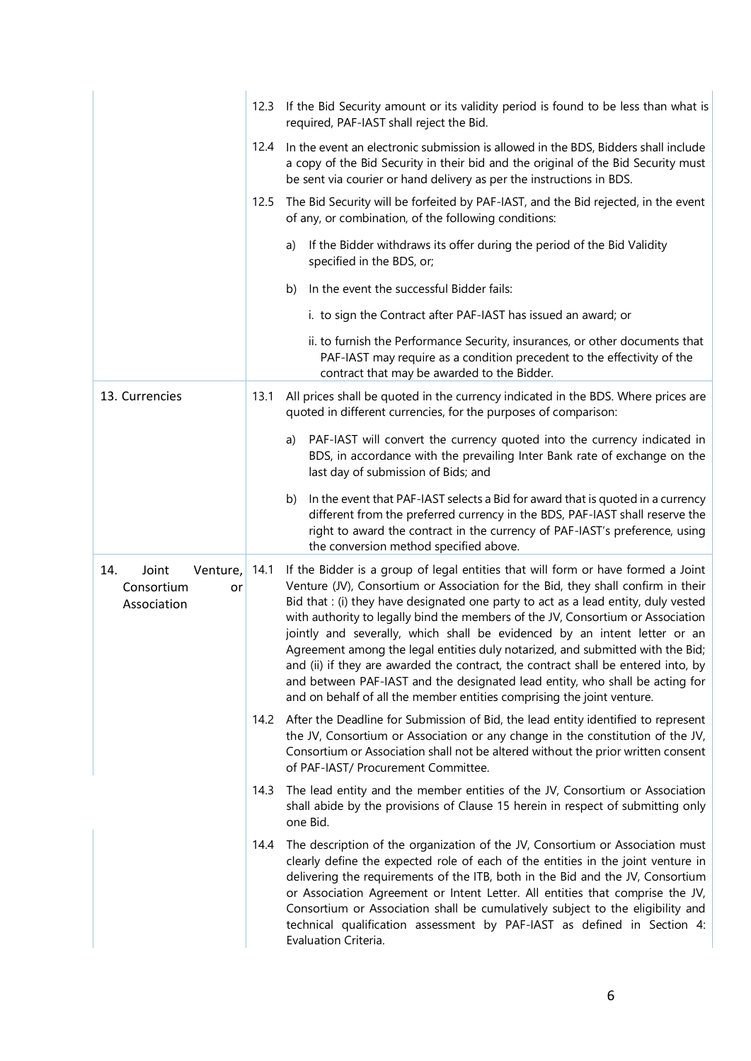| | |
|---|---|
| | 12.3 If the Bid Security amount or its validity period is found to be less than what is required, PAF-IAST shall reject the Bid.<br><br>12.4 In the event an electronic submission is allowed in the BDS, Bidders shall include a copy of the Bid Security in their bid and the original of the Bid Security must be sent via courier or hand delivery as per the instructions in BDS.<br><br>12.5 The Bid Security will be forfeited by PAF-IAST, and the Bid rejected, in the event of any, or combination, of the following conditions:<br><br>a) If the Bidder withdraws its offer during the period of the Bid Validity specified in the BDS, or;<br><br>b) In the event the successful Bidder fails:<br><br>i. to sign the Contract after PAF-IAST has issued an award; or<br><br>ii. to furnish the Performance Security, insurances, or other documents that PAF-IAST may require as a condition precedent to the effectivity of the contract that may be awarded to the Bidder. |
| 13. Currencies | 13.1 All prices shall be quoted in the currency indicated in the BDS. Where prices are quoted in different currencies, for the purposes of comparison:<br><br>a) PAF-IAST will convert the currency quoted into the currency indicated in BDS, in accordance with the prevailing Inter Bank rate of exchange on the last day of submission of Bids; and<br><br>b) In the event that PAF-IAST selects a Bid for award that is quoted in a currency different from the preferred currency in the BDS, PAF-IAST shall reserve the right to award the contract in the currency of PAF-IAST's preference, using the conversion method specified above. |
| 14. Joint Venture, Consortium or Association | 14.1 If the Bidder is a group of legal entities that will form or have formed a Joint Venture (JV), Consortium or Association for the Bid, they shall confirm in their Bid that : (i) they have designated one party to act as a lead entity, duly vested with authority to legally bind the members of the JV, Consortium or Association jointly and severally, which shall be evidenced by an intent letter or an Agreement among the legal entities duly notarized, and submitted with the Bid; and (ii) if they are awarded the contract, the contract shall be entered into, by and between PAF-IAST and the designated lead entity, who shall be acting for and on behalf of all the member entities comprising the joint venture.<br><br>14.2 After the Deadline for Submission of Bid, the lead entity identified to represent the JV, Consortium or Association or any change in the constitution of the JV, Consortium or Association shall not be altered without the prior written consent of PAF-IAST/ Procurement Committee.<br><br>14.3 The lead entity and the member entities of the JV, Consortium or Association shall abide by the provisions of Clause 15 herein in respect of submitting only one Bid.<br><br>14.4 The description of the organization of the JV, Consortium or Association must clearly define the expected role of each of the entities in the joint venture in delivering the requirements of the ITB, both in the Bid and the JV, Consortium or Association Agreement or Intent Letter. All entities that comprise the JV, Consortium or Association shall be cumulatively subject to the eligibility and technical qualification assessment by PAF-IAST as defined in Section 4: Evaluation Criteria. |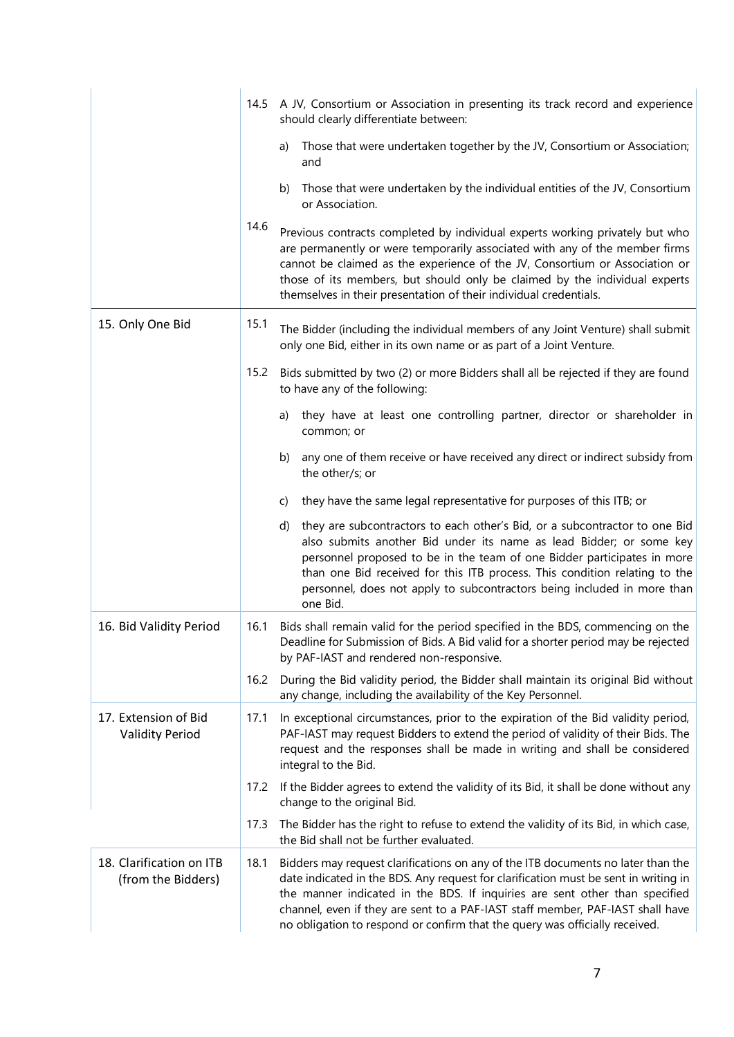| | | |
|---|---|---|
| | 14.5 | A JV, Consortium or Association in presenting its track record and experience should clearly differentiate between:<br><br>a) Those that were undertaken together by the JV, Consortium or Association; and<br><br>b) Those that were undertaken by the individual entities of the JV, Consortium or Association. |
| | 14.6 | Previous contracts completed by individual experts working privately but who are permanently or were temporarily associated with any of the member firms cannot be claimed as the experience of the JV, Consortium or Association or those of its members, but should only be claimed by the individual experts themselves in their presentation of their individual credentials. |
| 15. Only One Bid | 15.1 | The Bidder (including the individual members of any Joint Venture) shall submit only one Bid, either in its own name or as part of a Joint Venture. |
| | 15.2 | Bids submitted by two (2) or more Bidders shall all be rejected if they are found to have any of the following:<br><br>a) they have at least one controlling partner, director or shareholder in common; or<br><br>b) any one of them receive or have received any direct or indirect subsidy from the other/s; or<br><br>c) they have the same legal representative for purposes of this ITB; or<br><br>d) they are subcontractors to each other's Bid, or a subcontractor to one Bid also submits another Bid under its name as lead Bidder; or some key personnel proposed to be in the team of one Bidder participates in more than one Bid received for this ITB process. This condition relating to the personnel, does not apply to subcontractors being included in more than one Bid. |
| 16. Bid Validity Period | 16.1 | Bids shall remain valid for the period specified in the BDS, commencing on the Deadline for Submission of Bids. A Bid valid for a shorter period may be rejected by PAF-IAST and rendered non-responsive. |
| | 16.2 | During the Bid validity period, the Bidder shall maintain its original Bid without any change, including the availability of the Key Personnel. |
| 17. Extension of Bid Validity Period | 17.1 | In exceptional circumstances, prior to the expiration of the Bid validity period, PAF-IAST may request Bidders to extend the period of validity of their Bids. The request and the responses shall be made in writing and shall be considered integral to the Bid. |
| | 17.2 | If the Bidder agrees to extend the validity of its Bid, it shall be done without any change to the original Bid. |
| | 17.3 | The Bidder has the right to refuse to extend the validity of its Bid, in which case, the Bid shall not be further evaluated. |
| 18. Clarification on ITB (from the Bidders) | 18.1 | Bidders may request clarifications on any of the ITB documents no later than the date indicated in the BDS. Any request for clarification must be sent in writing in the manner indicated in the BDS. If inquiries are sent other than specified channel, even if they are sent to a PAF-IAST staff member, PAF-IAST shall have no obligation to respond or confirm that the query was officially received. |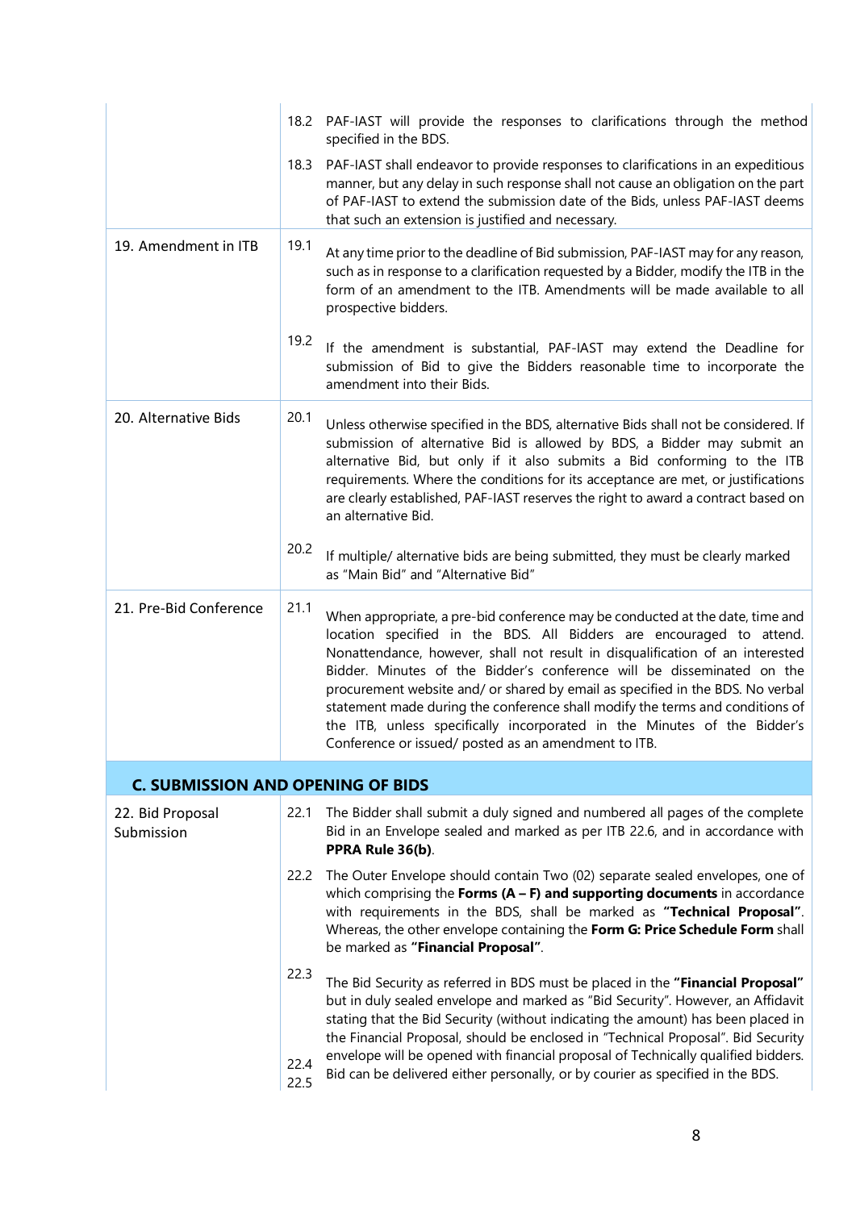| | | |
|---|---|---|
| | 18.2 | PAF-IAST will provide the responses to clarifications through the method specified in the BDS. |
| | 18.3 | PAF-IAST shall endeavor to provide responses to clarifications in an expeditious manner, but any delay in such response shall not cause an obligation on the part of PAF-IAST to extend the submission date of the Bids, unless PAF-IAST deems that such an extension is justified and necessary. |
| 19. Amendment in ITB | 19.1 | At any time prior to the deadline of Bid submission, PAF-IAST may for any reason, such as in response to a clarification requested by a Bidder, modify the ITB in the form of an amendment to the ITB. Amendments will be made available to all prospective bidders. |
| | 19.2 | If the amendment is substantial, PAF-IAST may extend the Deadline for submission of Bid to give the Bidders reasonable time to incorporate the amendment into their Bids. |
| 20. Alternative Bids | 20.1 | Unless otherwise specified in the BDS, alternative Bids shall not be considered. If submission of alternative Bid is allowed by BDS, a Bidder may submit an alternative Bid, but only if it also submits a Bid conforming to the ITB requirements. Where the conditions for its acceptance are met, or justifications are clearly established, PAF-IAST reserves the right to award a contract based on an alternative Bid. |
| | 20.2 | If multiple/ alternative bids are being submitted, they must be clearly marked as "Main Bid" and "Alternative Bid" |
| 21. Pre-Bid Conference | 21.1 | When appropriate, a pre-bid conference may be conducted at the date, time and location specified in the BDS. All Bidders are encouraged to attend. Nonattendance, however, shall not result in disqualification of an interested Bidder. Minutes of the Bidder's conference will be disseminated on the procurement website and/ or shared by email as specified in the BDS. No verbal statement made during the conference shall modify the terms and conditions of the ITB, unless specifically incorporated in the Minutes of the Bidder's Conference or issued/ posted as an amendment to ITB. |
| **C. SUBMISSION AND OPENING OF BIDS** | | |
| 22. Bid Proposal Submission | 22.1 | The Bidder shall submit a duly signed and numbered all pages of the complete Bid in an Envelope sealed and marked as per ITB 22.6, and in accordance with **PPRA Rule 36(b)**. |
| | 22.2 | The Outer Envelope should contain Two (02) separate sealed envelopes, one of which comprising the **Forms (A – F) and supporting documents** in accordance with requirements in the BDS, shall be marked as **"Technical Proposal"**. Whereas, the other envelope containing the **Form G: Price Schedule Form** shall be marked as **"Financial Proposal"**. |
| | 22.3 | The Bid Security as referred in BDS must be placed in the **"Financial Proposal"** but in duly sealed envelope and marked as "Bid Security". However, an Affidavit stating that the Bid Security (without indicating the amount) has been placed in the Financial Proposal, should be enclosed in "Technical Proposal". Bid Security envelope will be opened with financial proposal of Technically qualified bidders. |
| | 22.4 | Bid can be delivered either personally, or by courier as specified in the BDS. |
| | 22.5 | |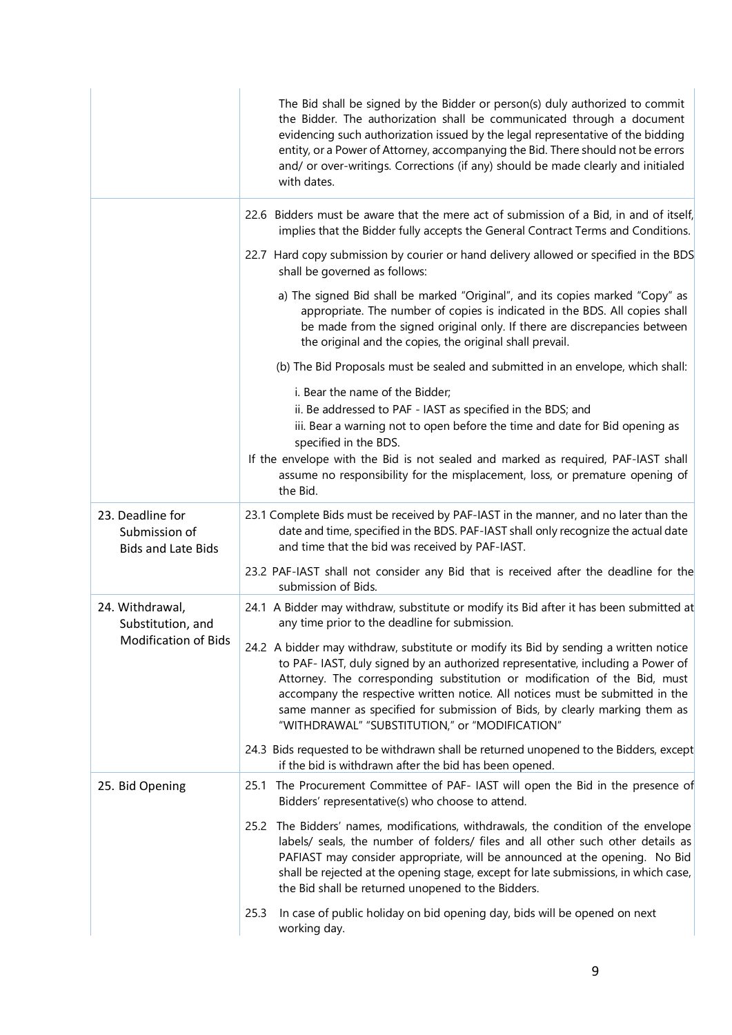| | |
|---|---|
| | The Bid shall be signed by the Bidder or person(s) duly authorized to commit the Bidder. The authorization shall be communicated through a document evidencing such authorization issued by the legal representative of the bidding entity, or a Power of Attorney, accompanying the Bid. There should not be errors and/ or over-writings. Corrections (if any) should be made clearly and initialed with dates. |
| | 22.6 Bidders must be aware that the mere act of submission of a Bid, in and of itself, implies that the Bidder fully accepts the General Contract Terms and Conditions.<br><br>22.7 Hard copy submission by courier or hand delivery allowed or specified in the BDS shall be governed as follows:<br><br>a) The signed Bid shall be marked "Original", and its copies marked "Copy" as appropriate. The number of copies is indicated in the BDS. All copies shall be made from the signed original only. If there are discrepancies between the original and the copies, the original shall prevail.<br><br>(b) The Bid Proposals must be sealed and submitted in an envelope, which shall:<br><br>i. Bear the name of the Bidder;<br>ii. Be addressed to PAF - IAST as specified in the BDS; and<br>iii. Bear a warning not to open before the time and date for Bid opening as specified in the BDS.<br><br>If the envelope with the Bid is not sealed and marked as required, PAF-IAST shall assume no responsibility for the misplacement, loss, or premature opening of the Bid. |
| 23. Deadline for Submission of Bids and Late Bids | 23.1 Complete Bids must be received by PAF-IAST in the manner, and no later than the date and time, specified in the BDS. PAF-IAST shall only recognize the actual date and time that the bid was received by PAF-IAST.<br><br>23.2 PAF-IAST shall not consider any Bid that is received after the deadline for the submission of Bids. |
| 24. Withdrawal, Substitution, and Modification of Bids | 24.1 A Bidder may withdraw, substitute or modify its Bid after it has been submitted at any time prior to the deadline for submission.<br><br>24.2 A bidder may withdraw, substitute or modify its Bid by sending a written notice to PAF- IAST, duly signed by an authorized representative, including a Power of Attorney. The corresponding substitution or modification of the Bid, must accompany the respective written notice. All notices must be submitted in the same manner as specified for submission of Bids, by clearly marking them as "WITHDRAWAL" "SUBSTITUTION," or "MODIFICATION"<br><br>24.3 Bids requested to be withdrawn shall be returned unopened to the Bidders, except if the bid is withdrawn after the bid has been opened. |
| 25. Bid Opening | 25.1 The Procurement Committee of PAF- IAST will open the Bid in the presence of Bidders' representative(s) who choose to attend.<br><br>25.2 The Bidders' names, modifications, withdrawals, the condition of the envelope labels/ seals, the number of folders/ files and all other such other details as PAFIAST may consider appropriate, will be announced at the opening. No Bid shall be rejected at the opening stage, except for late submissions, in which case, the Bid shall be returned unopened to the Bidders.<br><br>25.3 In case of public holiday on bid opening day, bids will be opened on next working day. |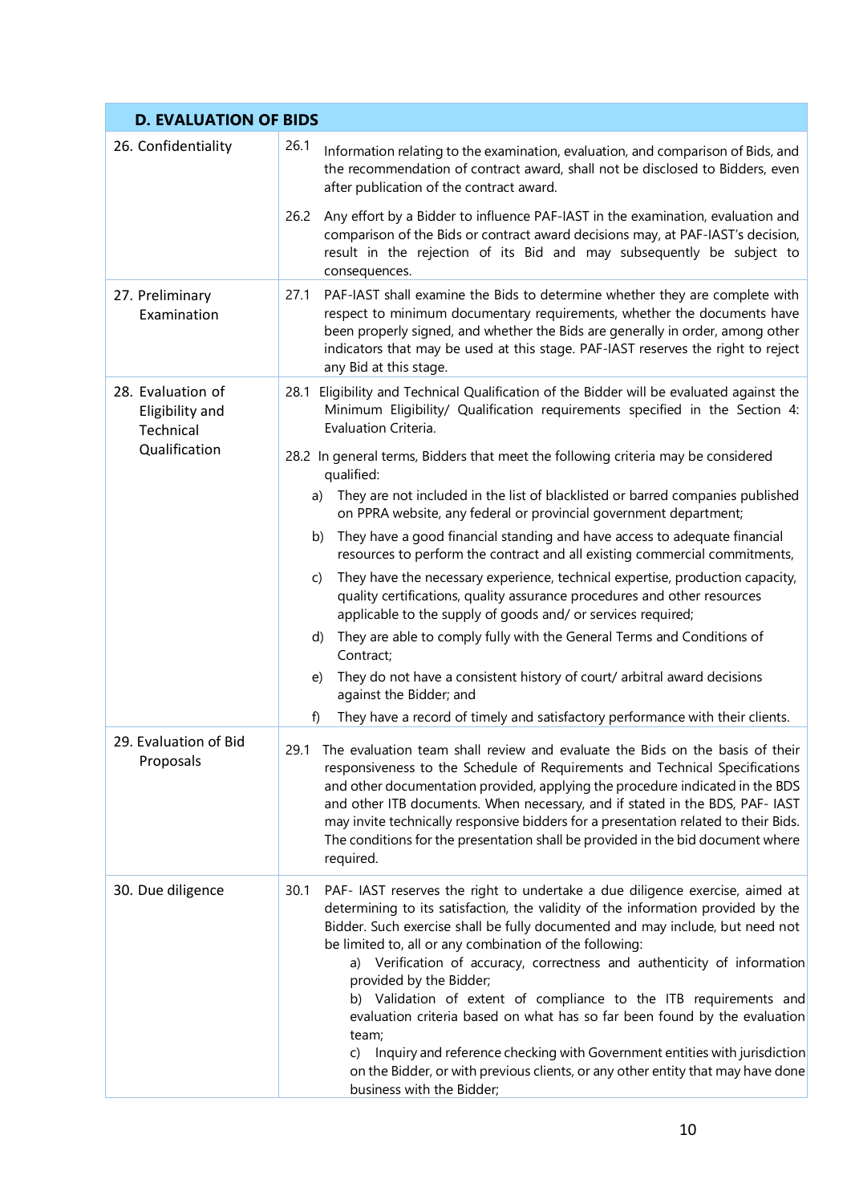| D. EVALUATION OF BIDS | |
|---|---|
| 26. Confidentiality | 26.1 Information relating to the examination, evaluation, and comparison of Bids, and the recommendation of contract award, shall not be disclosed to Bidders, even after publication of the contract award.<br><br>26.2 Any effort by a Bidder to influence PAF-IAST in the examination, evaluation and comparison of the Bids or contract award decisions may, at PAF-IAST's decision, result in the rejection of its Bid and may subsequently be subject to consequences. |
| 27. Preliminary Examination | 27.1 PAF-IAST shall examine the Bids to determine whether they are complete with respect to minimum documentary requirements, whether the documents have been properly signed, and whether the Bids are generally in order, among other indicators that may be used at this stage. PAF-IAST reserves the right to reject any Bid at this stage. |
| 28. Evaluation of Eligibility and Technical Qualification | 28.1 Eligibility and Technical Qualification of the Bidder will be evaluated against the Minimum Eligibility/ Qualification requirements specified in the Section 4: Evaluation Criteria.<br><br>28.2 In general terms, Bidders that meet the following criteria may be considered qualified:<br>a) They are not included in the list of blacklisted or barred companies published on PPRA website, any federal or provincial government department;<br>b) They have a good financial standing and have access to adequate financial resources to perform the contract and all existing commercial commitments,<br>c) They have the necessary experience, technical expertise, production capacity, quality certifications, quality assurance procedures and other resources applicable to the supply of goods and/ or services required;<br>d) They are able to comply fully with the General Terms and Conditions of Contract;<br>e) They do not have a consistent history of court/ arbitral award decisions against the Bidder; and<br>f) They have a record of timely and satisfactory performance with their clients. |
| 29. Evaluation of Bid Proposals | 29.1 The evaluation team shall review and evaluate the Bids on the basis of their responsiveness to the Schedule of Requirements and Technical Specifications and other documentation provided, applying the procedure indicated in the BDS and other ITB documents. When necessary, and if stated in the BDS, PAF- IAST may invite technically responsive bidders for a presentation related to their Bids. The conditions for the presentation shall be provided in the bid document where required. |
| 30. Due diligence | 30.1 PAF- IAST reserves the right to undertake a due diligence exercise, aimed at determining to its satisfaction, the validity of the information provided by the Bidder. Such exercise shall be fully documented and may include, but need not be limited to, all or any combination of the following:<br>a) Verification of accuracy, correctness and authenticity of information provided by the Bidder;<br>b) Validation of extent of compliance to the ITB requirements and evaluation criteria based on what has so far been found by the evaluation team;<br>c) Inquiry and reference checking with Government entities with jurisdiction on the Bidder, or with previous clients, or any other entity that may have done business with the Bidder; |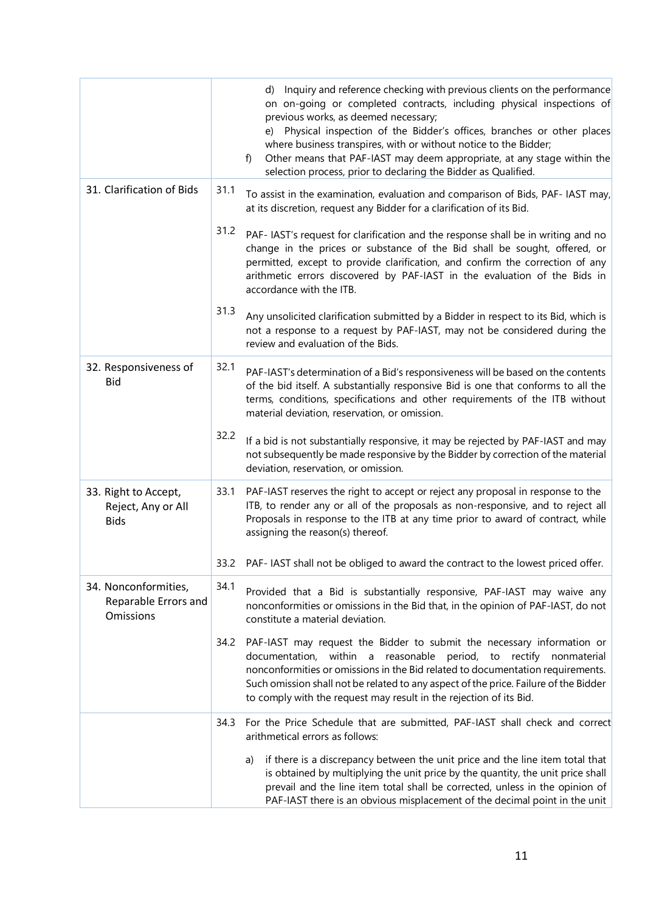| | |
|---|---|
| | d) Inquiry and reference checking with previous clients on the performance on on-going or completed contracts, including physical inspections of previous works, as deemed necessary;<br>e) Physical inspection of the Bidder's offices, branches or other places where business transpires, with or without notice to the Bidder;<br>f) Other means that PAF-IAST may deem appropriate, at any stage within the selection process, prior to declaring the Bidder as Qualified. |
| 31. Clarification of Bids | 31.1 To assist in the examination, evaluation and comparison of Bids, PAF- IAST may, at its discretion, request any Bidder for a clarification of its Bid.<br><br>31.2 PAF- IAST's request for clarification and the response shall be in writing and no change in the prices or substance of the Bid shall be sought, offered, or permitted, except to provide clarification, and confirm the correction of any arithmetic errors discovered by PAF-IAST in the evaluation of the Bids in accordance with the ITB.<br><br>31.3 Any unsolicited clarification submitted by a Bidder in respect to its Bid, which is not a response to a request by PAF-IAST, may not be considered during the review and evaluation of the Bids. |
| 32. Responsiveness of Bid | 32.1 PAF-IAST's determination of a Bid's responsiveness will be based on the contents of the bid itself. A substantially responsive Bid is one that conforms to all the terms, conditions, specifications and other requirements of the ITB without material deviation, reservation, or omission.<br><br>32.2 If a bid is not substantially responsive, it may be rejected by PAF-IAST and may not subsequently be made responsive by the Bidder by correction of the material deviation, reservation, or omission. |
| 33. Right to Accept, Reject, Any or All Bids | 33.1 PAF-IAST reserves the right to accept or reject any proposal in response to the ITB, to render any or all of the proposals as non-responsive, and to reject all Proposals in response to the ITB at any time prior to award of contract, while assigning the reason(s) thereof.<br><br>33.2 PAF- IAST shall not be obliged to award the contract to the lowest priced offer. |
| 34. Nonconformities, Reparable Errors and Omissions | 34.1 Provided that a Bid is substantially responsive, PAF-IAST may waive any nonconformities or omissions in the Bid that, in the opinion of PAF-IAST, do not constitute a material deviation.<br><br>34.2 PAF-IAST may request the Bidder to submit the necessary information or documentation, within a reasonable period, to rectify nonmaterial nonconformities or omissions in the Bid related to documentation requirements. Such omission shall not be related to any aspect of the price. Failure of the Bidder to comply with the request may result in the rejection of its Bid. |
| | 34.3 For the Price Schedule that are submitted, PAF-IAST shall check and correct arithmetical errors as follows:<br><br>a) if there is a discrepancy between the unit price and the line item total that is obtained by multiplying the unit price by the quantity, the unit price shall prevail and the line item total shall be corrected, unless in the opinion of PAF-IAST there is an obvious misplacement of the decimal point in the unit |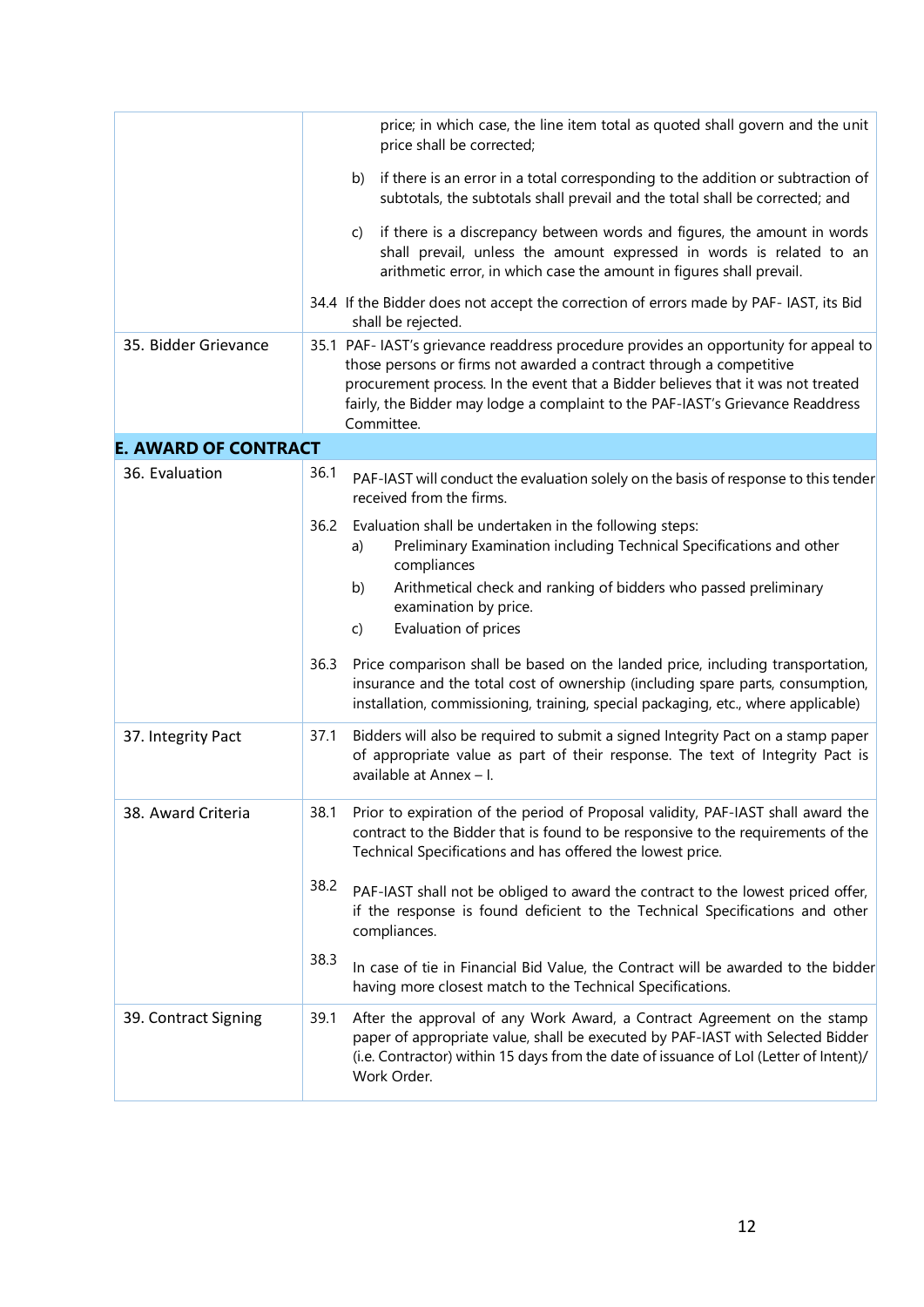| | |
|---|---|
| | price; in which case, the line item total as quoted shall govern and the unit price shall be corrected;<br><br>b) if there is an error in a total corresponding to the addition or subtraction of subtotals, the subtotals shall prevail and the total shall be corrected; and<br><br>c) if there is a discrepancy between words and figures, the amount in words shall prevail, unless the amount expressed in words is related to an arithmetic error, in which case the amount in figures shall prevail.<br><br>34.4 If the Bidder does not accept the correction of errors made by PAF- IAST, its Bid shall be rejected. |
| 35. Bidder Grievance | 35.1 PAF- IAST's grievance readdress procedure provides an opportunity for appeal to those persons or firms not awarded a contract through a competitive procurement process. In the event that a Bidder believes that it was not treated fairly, the Bidder may lodge a complaint to the PAF-IAST's Grievance Readdress Committee. |
| **E. AWARD OF CONTRACT** | |
| 36. Evaluation | 36.1 PAF-IAST will conduct the evaluation solely on the basis of response to this tender received from the firms.<br><br>36.2 Evaluation shall be undertaken in the following steps:<br>a) Preliminary Examination including Technical Specifications and other compliances<br>b) Arithmetical check and ranking of bidders who passed preliminary examination by price.<br>c) Evaluation of prices<br><br>36.3 Price comparison shall be based on the landed price, including transportation, insurance and the total cost of ownership (including spare parts, consumption, installation, commissioning, training, special packaging, etc., where applicable) |
| 37. Integrity Pact | 37.1 Bidders will also be required to submit a signed Integrity Pact on a stamp paper of appropriate value as part of their response. The text of Integrity Pact is available at Annex – I. |
| 38. Award Criteria | 38.1 Prior to expiration of the period of Proposal validity, PAF-IAST shall award the contract to the Bidder that is found to be responsive to the requirements of the Technical Specifications and has offered the lowest price.<br><br>38.2 PAF-IAST shall not be obliged to award the contract to the lowest priced offer, if the response is found deficient to the Technical Specifications and other compliances.<br><br>38.3 In case of tie in Financial Bid Value, the Contract will be awarded to the bidder having more closest match to the Technical Specifications. |
| 39. Contract Signing | 39.1 After the approval of any Work Award, a Contract Agreement on the stamp paper of appropriate value, shall be executed by PAF-IAST with Selected Bidder (i.e. Contractor) within 15 days from the date of issuance of LoI (Letter of Intent)/ Work Order. |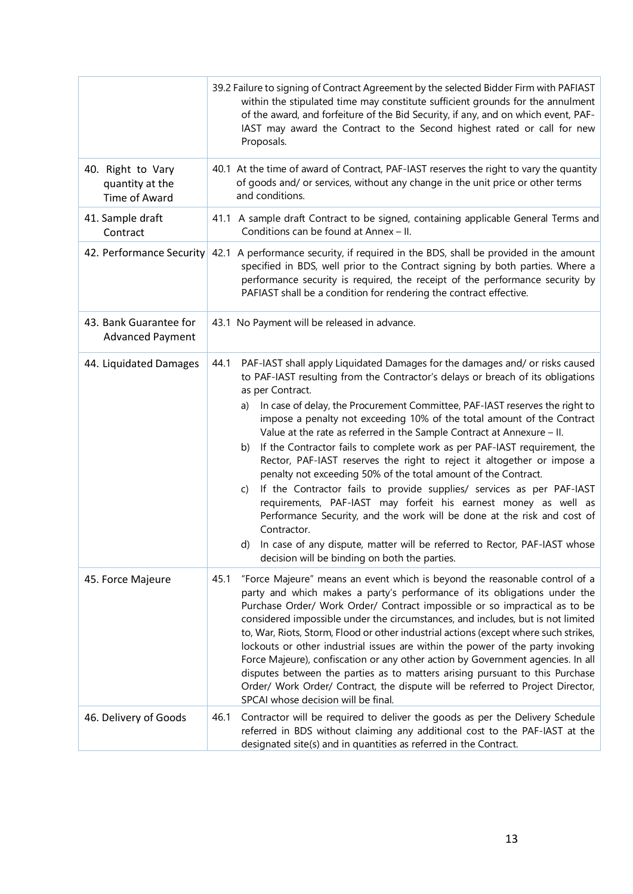| | |
|---|---|
| | 39.2 Failure to signing of Contract Agreement by the selected Bidder Firm with PAFIAST within the stipulated time may constitute sufficient grounds for the annulment of the award, and forfeiture of the Bid Security, if any, and on which event, PAF-IAST may award the Contract to the Second highest rated or call for new Proposals. |
| 40. Right to Vary quantity at the Time of Award | 40.1 At the time of award of Contract, PAF-IAST reserves the right to vary the quantity of goods and/ or services, without any change in the unit price or other terms and conditions. |
| 41. Sample draft Contract | 41.1 A sample draft Contract to be signed, containing applicable General Terms and Conditions can be found at Annex – II. |
| 42. Performance Security | 42.1 A performance security, if required in the BDS, shall be provided in the amount specified in BDS, well prior to the Contract signing by both parties. Where a performance security is required, the receipt of the performance security by PAFIAST shall be a condition for rendering the contract effective. |
| 43. Bank Guarantee for Advanced Payment | 43.1 No Payment will be released in advance. |
| 44. Liquidated Damages | 44.1 PAF-IAST shall apply Liquidated Damages for the damages and/ or risks caused to PAF-IAST resulting from the Contractor's delays or breach of its obligations as per Contract.<br>a) In case of delay, the Procurement Committee, PAF-IAST reserves the right to impose a penalty not exceeding 10% of the total amount of the Contract Value at the rate as referred in the Sample Contract at Annexure – II.<br>b) If the Contractor fails to complete work as per PAF-IAST requirement, the Rector, PAF-IAST reserves the right to reject it altogether or impose a penalty not exceeding 50% of the total amount of the Contract.<br>c) If the Contractor fails to provide supplies/ services as per PAF-IAST requirements, PAF-IAST may forfeit his earnest money as well as Performance Security, and the work will be done at the risk and cost of Contractor.<br>d) In case of any dispute, matter will be referred to Rector, PAF-IAST whose decision will be binding on both the parties. |
| 45. Force Majeure | 45.1 "Force Majeure" means an event which is beyond the reasonable control of a party and which makes a party's performance of its obligations under the Purchase Order/ Work Order/ Contract impossible or so impractical as to be considered impossible under the circumstances, and includes, but is not limited to, War, Riots, Storm, Flood or other industrial actions (except where such strikes, lockouts or other industrial issues are within the power of the party invoking Force Majeure), confiscation or any other action by Government agencies. In all disputes between the parties as to matters arising pursuant to this Purchase Order/ Work Order/ Contract, the dispute will be referred to Project Director, SPCAI whose decision will be final. |
| 46. Delivery of Goods | 46.1 Contractor will be required to deliver the goods as per the Delivery Schedule referred in BDS without claiming any additional cost to the PAF-IAST at the designated site(s) and in quantities as referred in the Contract. |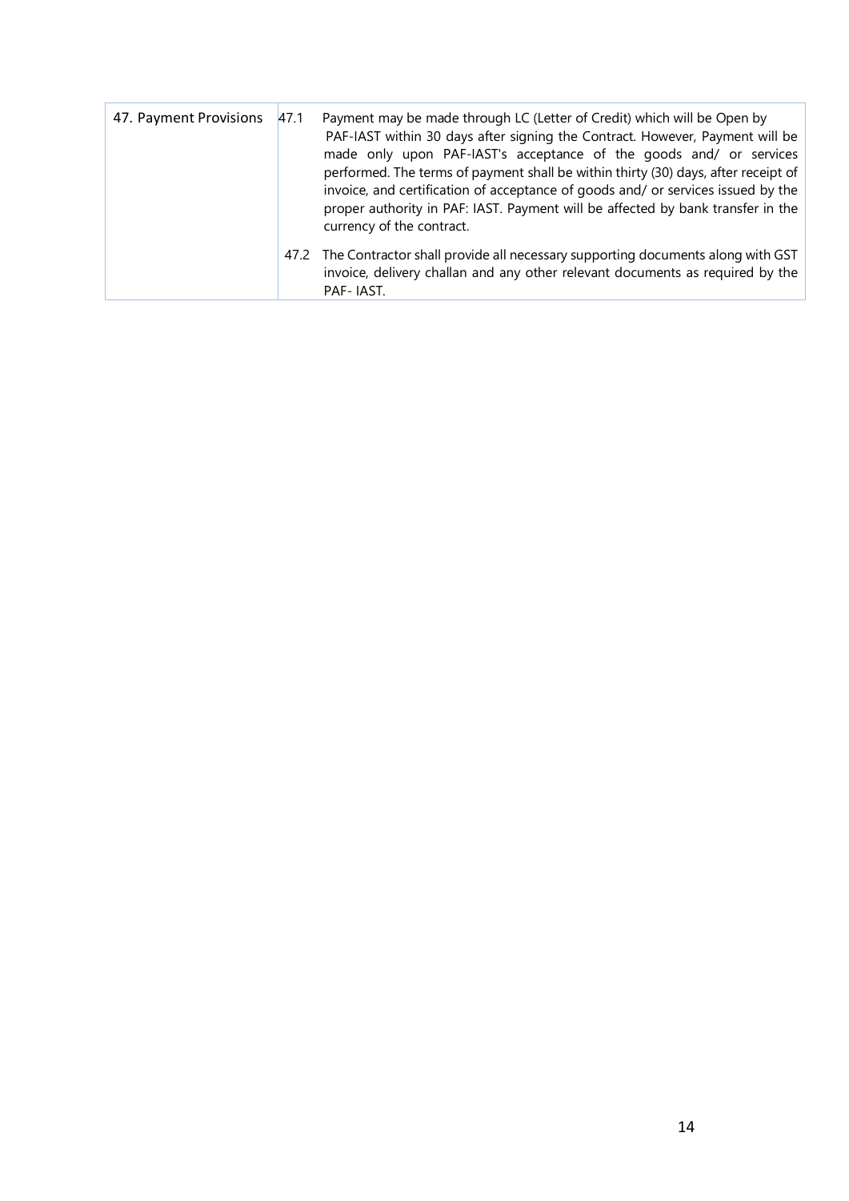| | | |
|---|---|---|
| 47. Payment Provisions | 47.1 | Payment may be made through LC (Letter of Credit) which will be Open by PAF-IAST within 30 days after signing the Contract. However, Payment will be made only upon PAF-IAST's acceptance of the goods and/ or services performed. The terms of payment shall be within thirty (30) days, after receipt of invoice, and certification of acceptance of goods and/ or services issued by the proper authority in PAF: IAST. Payment will be affected by bank transfer in the currency of the contract. |
| | 47.2 | The Contractor shall provide all necessary supporting documents along with GST invoice, delivery challan and any other relevant documents as required by the PAF- IAST. |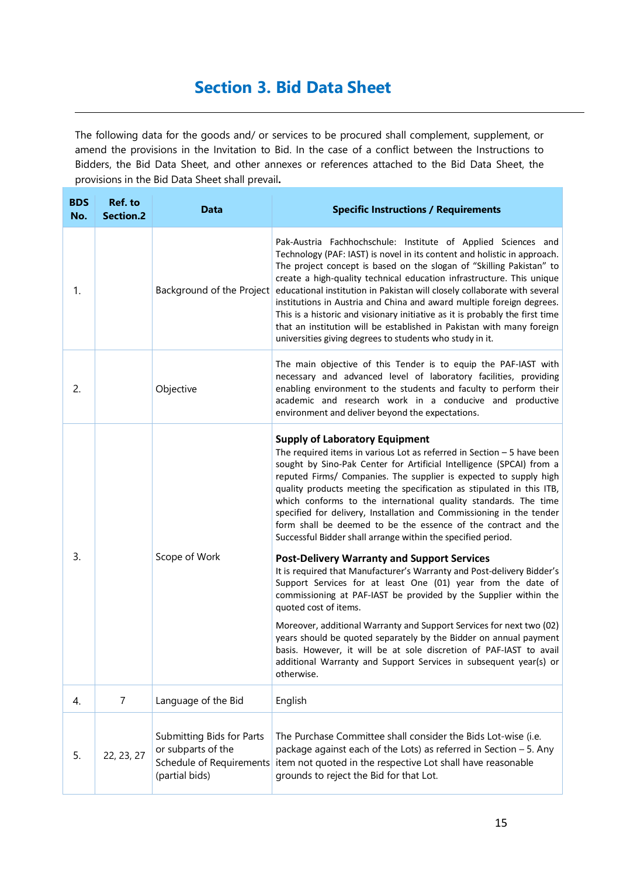# Section 3. Bid Data Sheet

The following data for the goods and/ or services to be procured shall complement, supplement, or amend the provisions in the Invitation to Bid. In the case of a conflict between the Instructions to Bidders, the Bid Data Sheet, and other annexes or references attached to the Bid Data Sheet, the provisions in the Bid Data Sheet shall prevail**.**

| BDS No. | Ref. to Section.2 | Data | Specific Instructions / Requirements |
|---|---|---|---|
| 1. | | Background of the Project | Pak-Austria Fachhochschule: Institute of Applied Sciences and Technology (PAF: IAST) is novel in its content and holistic in approach. The project concept is based on the slogan of "Skilling Pakistan" to create a high-quality technical education infrastructure. This unique educational institution in Pakistan will closely collaborate with several institutions in Austria and China and award multiple foreign degrees. This is a historic and visionary initiative as it is probably the first time that an institution will be established in Pakistan with many foreign universities giving degrees to students who study in it. |
| 2. | | Objective | The main objective of this Tender is to equip the PAF-IAST with necessary and advanced level of laboratory facilities, providing enabling environment to the students and faculty to perform their academic and research work in a conducive and productive environment and deliver beyond the expectations. |
| 3. | | Scope of Work | **Supply of Laboratory Equipment**<br>The required items in various Lot as referred in Section – 5 have been sought by Sino-Pak Center for Artificial Intelligence (SPCAI) from a reputed Firms/ Companies. The supplier is expected to supply high quality products meeting the specification as stipulated in this ITB, which conforms to the international quality standards. The time specified for delivery, Installation and Commissioning in the tender form shall be deemed to be the essence of the contract and the Successful Bidder shall arrange within the specified period.<br><br>**Post-Delivery Warranty and Support Services**<br>It is required that Manufacturer's Warranty and Post-delivery Bidder's Support Services for at least One (01) year from the date of commissioning at PAF-IAST be provided by the Supplier within the quoted cost of items.<br><br>Moreover, additional Warranty and Support Services for next two (02) years should be quoted separately by the Bidder on annual payment basis. However, it will be at sole discretion of PAF-IAST to avail additional Warranty and Support Services in subsequent year(s) or otherwise. |
| 4. | 7 | Language of the Bid | English |
| 5. | 22, 23, 27 | Submitting Bids for Parts or subparts of the Schedule of Requirements (partial bids) | The Purchase Committee shall consider the Bids Lot-wise (i.e. package against each of the Lots) as referred in Section – 5. Any item not quoted in the respective Lot shall have reasonable grounds to reject the Bid for that Lot. |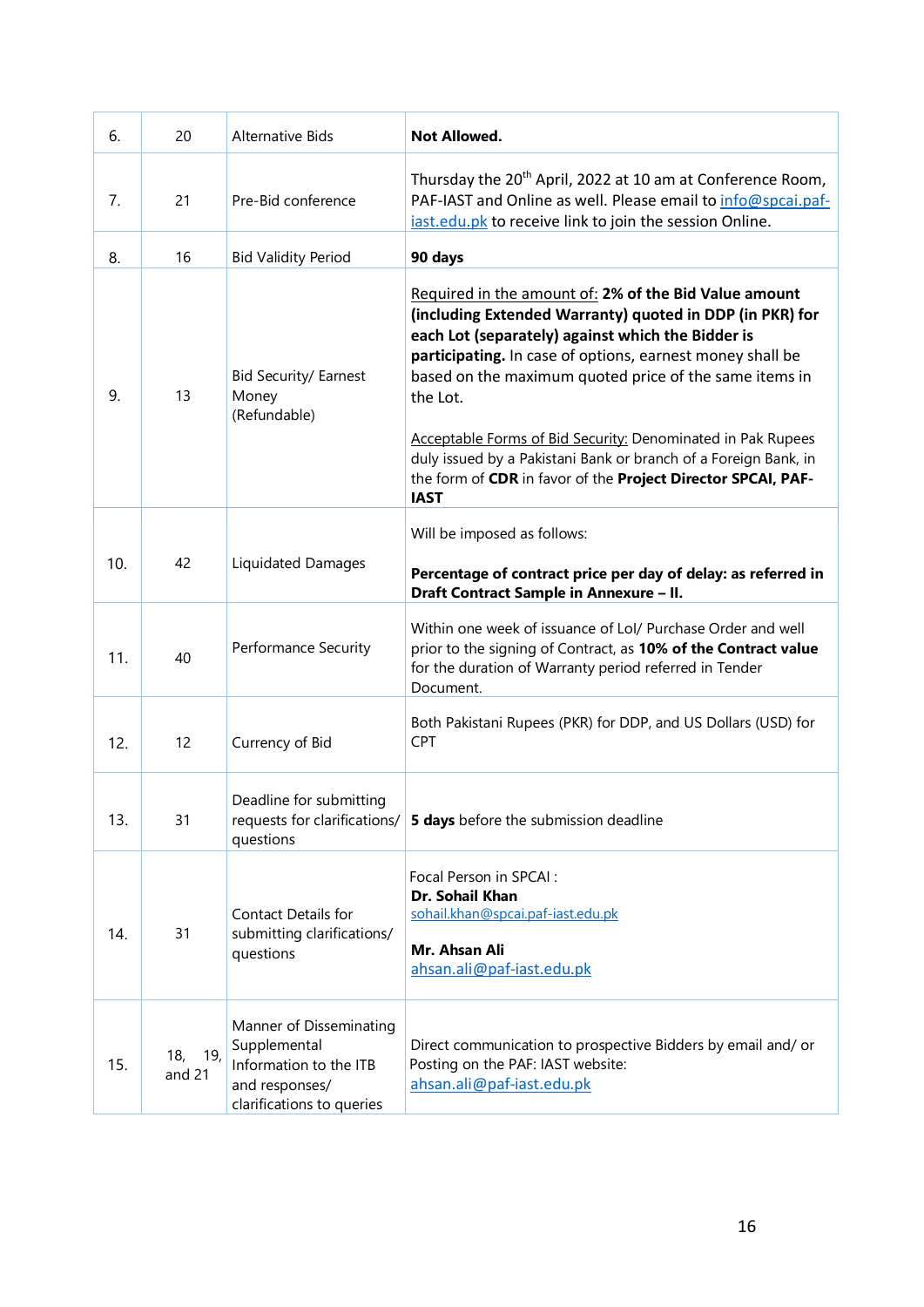| 6. | 20 | Alternative Bids | **Not Allowed.** |
|---|---|---|---|
| 7. | 21 | Pre-Bid conference | Thursday the 20th April, 2022 at 10 am at Conference Room, PAF-IAST and Online as well. Please email to info@spcai.paf-iast.edu.pk to receive link to join the session Online. |
| 8. | 16 | Bid Validity Period | **90 days** |
| 9. | 13 | Bid Security/ Earnest Money (Refundable) | Required in the amount of: **2% of the Bid Value amount (including Extended Warranty) quoted in DDP (in PKR) for each Lot (separately) against which the Bidder is participating.** In case of options, earnest money shall be based on the maximum quoted price of the same items in the Lot.<br><br>Acceptable Forms of Bid Security: Denominated in Pak Rupees duly issued by a Pakistani Bank or branch of a Foreign Bank, in the form of **CDR** in favor of the **Project Director SPCAI, PAF-IAST** |
| 10. | 42 | Liquidated Damages | Will be imposed as follows:<br><br>**Percentage of contract price per day of delay: as referred in Draft Contract Sample in Annexure – II.** |
| 11. | 40 | Performance Security | Within one week of issuance of LoI/ Purchase Order and well prior to the signing of Contract, as **10% of the Contract value** for the duration of Warranty period referred in Tender Document. |
| 12. | 12 | Currency of Bid | Both Pakistani Rupees (PKR) for DDP, and US Dollars (USD) for CPT |
| 13. | 31 | Deadline for submitting requests for clarifications/ questions | **5 days** before the submission deadline |
| 14. | 31 | Contact Details for submitting clarifications/ questions | Focal Person in SPCAI :<br>**Dr. Sohail Khan**<br>sohail.khan@spcai.paf-iast.edu.pk<br><br>**Mr. Ahsan Ali**<br>ahsan.ali@paf-iast.edu.pk |
| 15. | 18, 19, and 21 | Manner of Disseminating Supplemental Information to the ITB and responses/ clarifications to queries | Direct communication to prospective Bidders by email and/ or Posting on the PAF: IAST website: ahsan.ali@paf-iast.edu.pk |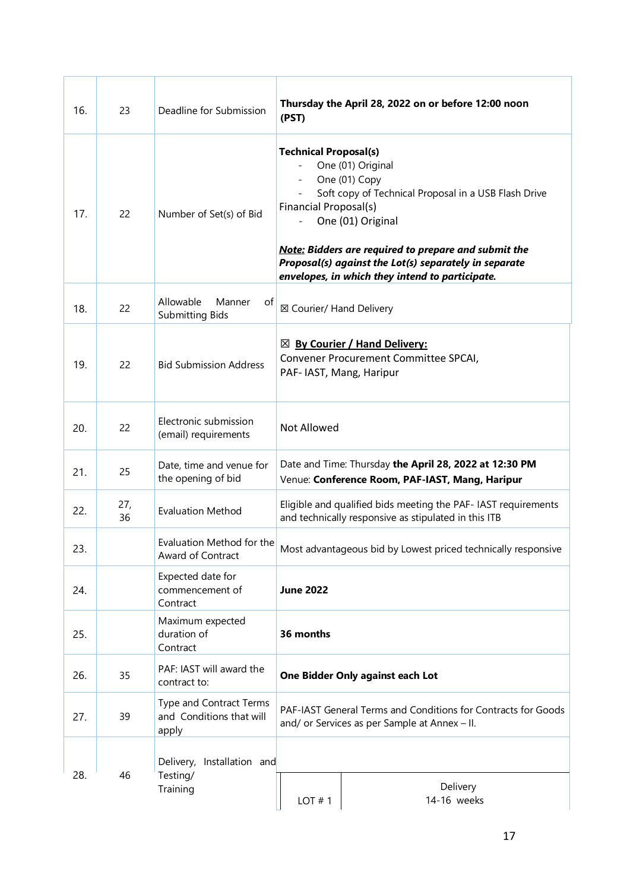| | | | |
|---|---|---|---|
| 16. | 23 | Deadline for Submission | **Thursday the April 28, 2022 on or before 12:00 noon (PST)** |
| 17. | 22 | Number of Set(s) of Bid | **Technical Proposal(s)**<br>- One (01) Original<br>- One (01) Copy<br>- Soft copy of Technical Proposal in a USB Flash Drive<br>Financial Proposal(s)<br>- One (01) Original<br><br>***<u>Note:</u> Bidders are required to prepare and submit the Proposal(s) against the Lot(s) separately in separate envelopes, in which they intend to participate.*** |
| 18. | 22 | Allowable Manner of Submitting Bids | ☒ Courier/ Hand Delivery |
| 19. | 22 | Bid Submission Address | ☒ **<u>By Courier / Hand Delivery:</u>**<br>Convener Procurement Committee SPCAI,<br>PAF- IAST, Mang, Haripur |
| 20. | 22 | Electronic submission (email) requirements | Not Allowed |
| 21. | 25 | Date, time and venue for the opening of bid | Date and Time: Thursday **the April 28, 2022 at 12:30 PM**<br>Venue: **Conference Room, PAF-IAST, Mang, Haripur** |
| 22. | 27, 36 | Evaluation Method | Eligible and qualified bids meeting the PAF- IAST requirements and technically responsive as stipulated in this ITB |
| 23. | | Evaluation Method for the Award of Contract | Most advantageous bid by Lowest priced technically responsive |
| 24. | | Expected date for commencement of Contract | **June 2022** |
| 25. | | Maximum expected duration of Contract | **36 months** |
| 26. | 35 | PAF: IAST will award the contract to: | **One Bidder Only against each Lot** |
| 27. | 39 | Type and Contract Terms and Conditions that will apply | PAF-IAST General Terms and Conditions for Contracts for Goods and/ or Services as per Sample at Annex – II. |
| 28. | 46 | Delivery, Installation and Testing/ Training | LOT # 1 — Delivery 14-16 weeks |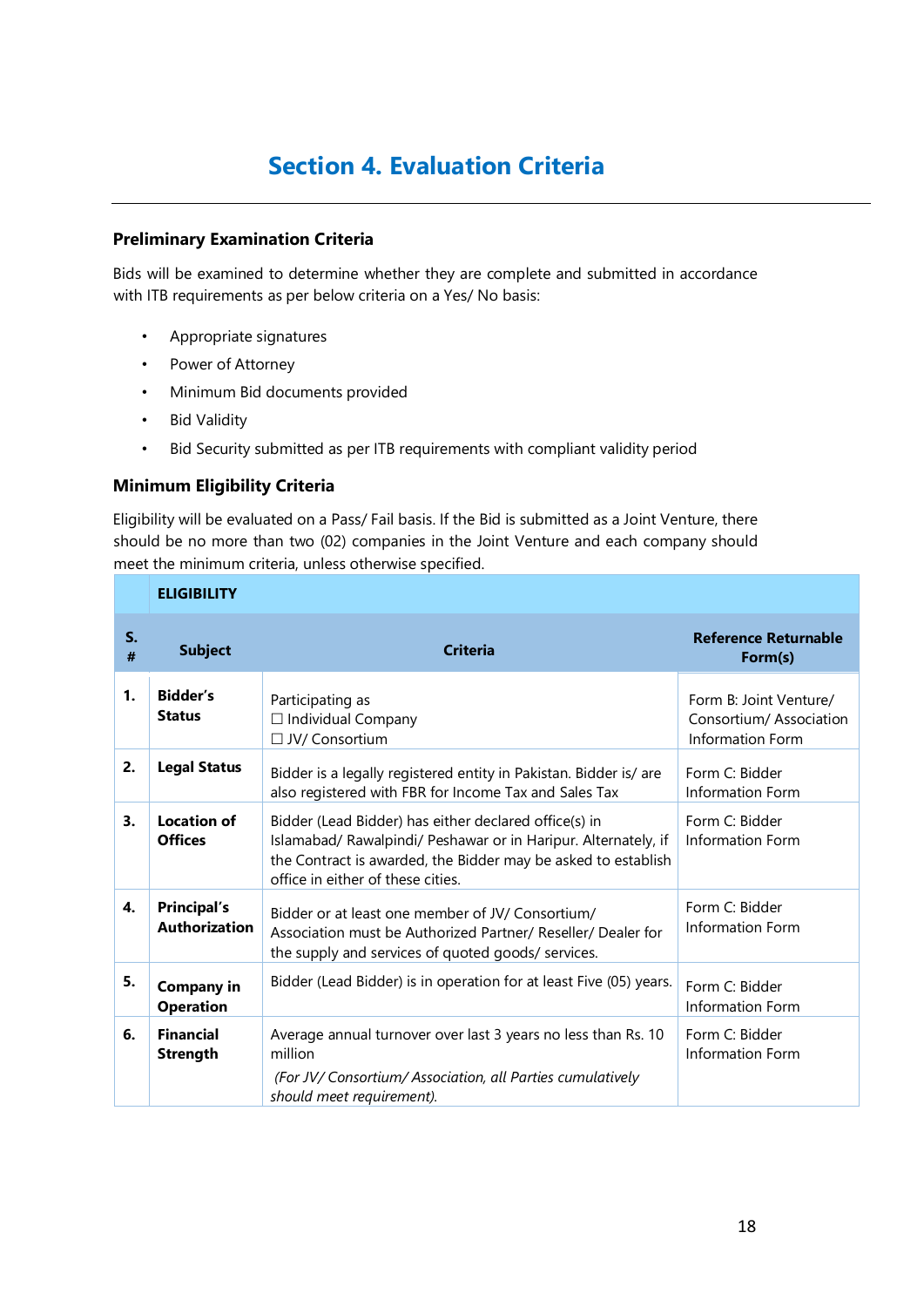# Section 4. Evaluation Criteria

### Preliminary Examination Criteria

Bids will be examined to determine whether they are complete and submitted in accordance with ITB requirements as per below criteria on a Yes/ No basis:

- Appropriate signatures
- Power of Attorney
- Minimum Bid documents provided
- Bid Validity
- Bid Security submitted as per ITB requirements with compliant validity period

### Minimum Eligibility Criteria

Eligibility will be evaluated on a Pass/ Fail basis. If the Bid is submitted as a Joint Venture, there should be no more than two (02) companies in the Joint Venture and each company should meet the minimum criteria, unless otherwise specified.

| | **ELIGIBILITY** | | |
|---|---|---|---|
| **S. #** | **Subject** | **Criteria** | **Reference Returnable Form(s)** |
| **1.** | **Bidder's Status** | Participating as<br>☐ Individual Company<br>☐ JV/ Consortium | Form B: Joint Venture/ Consortium/ Association Information Form |
| **2.** | **Legal Status** | Bidder is a legally registered entity in Pakistan. Bidder is/ are also registered with FBR for Income Tax and Sales Tax | Form C: Bidder Information Form |
| **3.** | **Location of Offices** | Bidder (Lead Bidder) has either declared office(s) in Islamabad/ Rawalpindi/ Peshawar or in Haripur. Alternately, if the Contract is awarded, the Bidder may be asked to establish office in either of these cities. | Form C: Bidder Information Form |
| **4.** | **Principal's Authorization** | Bidder or at least one member of JV/ Consortium/ Association must be Authorized Partner/ Reseller/ Dealer for the supply and services of quoted goods/ services. | Form C: Bidder Information Form |
| **5.** | **Company in Operation** | Bidder (Lead Bidder) is in operation for at least Five (05) years. | Form C: Bidder Information Form |
| **6.** | **Financial Strength** | Average annual turnover over last 3 years no less than Rs. 10 million<br>*(For JV/ Consortium/ Association, all Parties cumulatively should meet requirement).* | Form C: Bidder Information Form |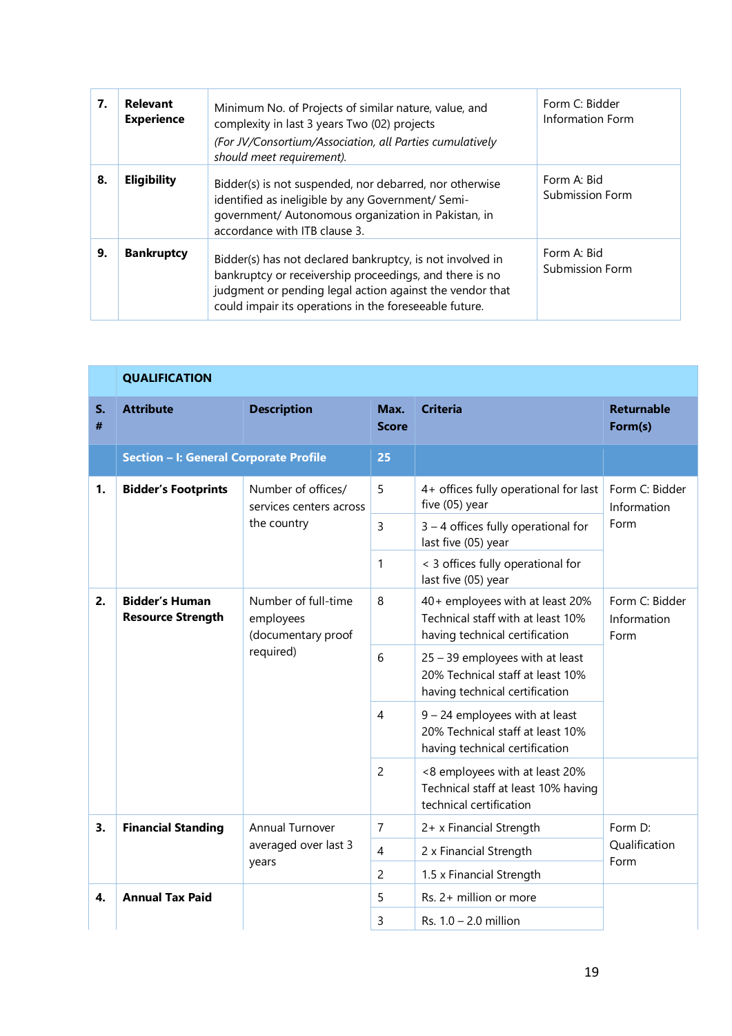| | | | |
|---|---|---|---|
| **7.** | **Relevant Experience** | Minimum No. of Projects of similar nature, value, and complexity in last 3 years Two (02) projects<br>*(For JV/Consortium/Association, all Parties cumulatively should meet requirement).* | Form C: Bidder Information Form |
| **8.** | **Eligibility** | Bidder(s) is not suspended, nor debarred, nor otherwise identified as ineligible by any Government/ Semi-government/ Autonomous organization in Pakistan, in accordance with ITB clause 3. | Form A: Bid Submission Form |
| **9.** | **Bankruptcy** | Bidder(s) has not declared bankruptcy, is not involved in bankruptcy or receivership proceedings, and there is no judgment or pending legal action against the vendor that could impair its operations in the foreseeable future. | Form A: Bid Submission Form |

| | **QUALIFICATION** | | | | |
|---|---|---|---|---|---|
| **S. #** | **Attribute** | **Description** | **Max. Score** | **Criteria** | **Returnable Form(s)** |
| | **Section – I: General Corporate Profile** | | **25** | | |
| **1.** | **Bidder's Footprints** | Number of offices/ services centers across the country | 5 | 4+ offices fully operational for last five (05) year | Form C: Bidder Information Form |
| | | | 3 | 3 – 4 offices fully operational for last five (05) year | |
| | | | 1 | < 3 offices fully operational for last five (05) year | |
| **2.** | **Bidder's Human Resource Strength** | Number of full-time employees (documentary proof required) | 8 | 40+ employees with at least 20% Technical staff with at least 10% having technical certification | Form C: Bidder Information Form |
| | | | 6 | 25 – 39 employees with at least 20% Technical staff at least 10% having technical certification | |
| | | | 4 | 9 – 24 employees with at least 20% Technical staff at least 10% having technical certification | |
| | | | 2 | <8 employees with at least 20% Technical staff at least 10% having technical certification | |
| **3.** | **Financial Standing** | Annual Turnover averaged over last 3 years | 7 | 2+ x Financial Strength | Form D: Qualification Form |
| | | | 4 | 2 x Financial Strength | |
| | | | 2 | 1.5 x Financial Strength | |
| **4.** | **Annual Tax Paid** | | 5 | Rs. 2+ million or more | |
| | | | 3 | Rs. 1.0 – 2.0 million | |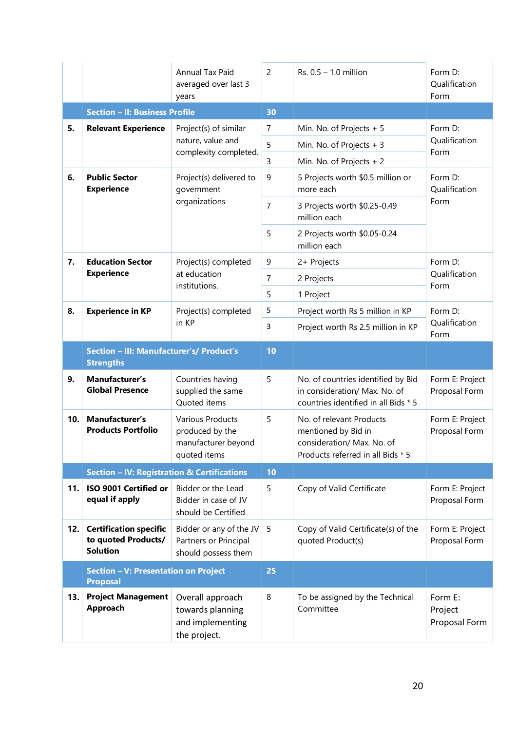| | | | | | |
|---|---|---|---|---|---|
| | | Annual Tax Paid averaged over last 3 years | 2 | Rs. 0.5 – 1.0 million | Form D: Qualification Form |
| | **Section – II: Business Profile** | | **30** | | |
| **5.** | **Relevant Experience** | Project(s) of similar nature, value and complexity completed. | 7 | Min. No. of Projects + 5 | Form D: Qualification Form |
| | | | 5 | Min. No. of Projects + 3 | |
| | | | 3 | Min. No. of Projects + 2 | |
| **6.** | **Public Sector Experience** | Project(s) delivered to government organizations | 9 | 5 Projects worth $0.5 million or more each | Form D: Qualification Form |
| | | | 7 | 3 Projects worth $0.25-0.49 million each | |
| | | | 5 | 2 Projects worth $0.05-0.24 million each | |
| **7.** | **Education Sector Experience** | Project(s) completed at education institutions. | 9 | 2+ Projects | Form D: Qualification Form |
| | | | 7 | 2 Projects | |
| | | | 5 | 1 Project | |
| **8.** | **Experience in KP** | Project(s) completed in KP | 5 | Project worth Rs 5 million in KP | Form D: Qualification Form |
| | | | 3 | Project worth Rs 2.5 million in KP | |
| | **Section – III: Manufacturer's/ Product's Strengths** | | **10** | | |
| **9.** | **Manufacturer's Global Presence** | Countries having supplied the same Quoted items | 5 | No. of countries identified by Bid in consideration/ Max. No. of countries identified in all Bids * 5 | Form E: Project Proposal Form |
| **10.** | **Manufacturer's Products Portfolio** | Various Products produced by the manufacturer beyond quoted items | 5 | No. of relevant Products mentioned by Bid in consideration/ Max. No. of Products referred in all Bids * 5 | Form E: Project Proposal Form |
| | **Section – IV: Registration & Certifications** | | **10** | | |
| **11.** | **ISO 9001 Certified or equal if apply** | Bidder or the Lead Bidder in case of JV should be Certified | 5 | Copy of Valid Certificate | Form E: Project Proposal Form |
| **12.** | **Certification specific to quoted Products/ Solution** | Bidder or any of the JV Partners or Principal should possess them | 5 | Copy of Valid Certificate(s) of the quoted Product(s) | Form E: Project Proposal Form |
| | **Section – V: Presentation on Project Proposal** | | **25** | | |
| **13.** | **Project Management Approach** | Overall approach towards planning and implementing the project. | 8 | To be assigned by the Technical Committee | Form E: Project Proposal Form |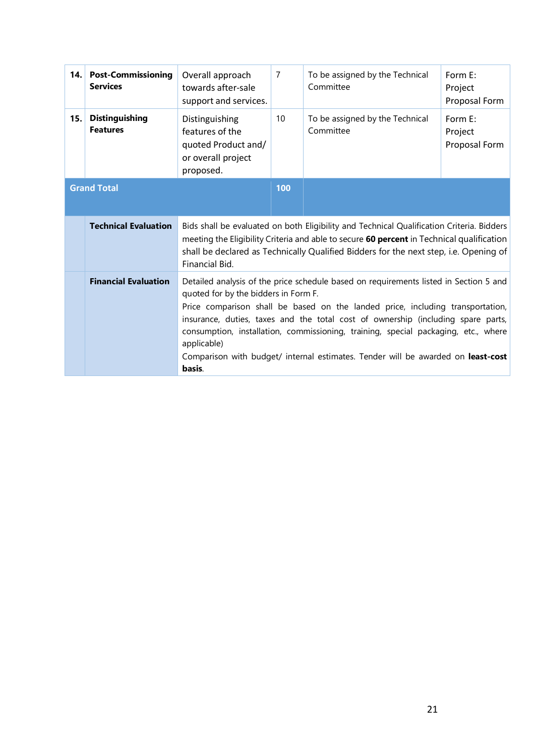| | | | | | |
|---|---|---|---|---|---|
| **14.** | **Post-Commissioning Services** | Overall approach towards after-sale support and services. | 7 | To be assigned by the Technical Committee | Form E: Project Proposal Form |
| **15.** | **Distinguishing Features** | Distinguishing features of the quoted Product and/ or overall project proposed. | 10 | To be assigned by the Technical Committee | Form E: Project Proposal Form |
| **Grand Total** | | | **100** | | |
| | **Technical Evaluation** | Bids shall be evaluated on both Eligibility and Technical Qualification Criteria. Bidders meeting the Eligibility Criteria and able to secure **60 percent** in Technical qualification shall be declared as Technically Qualified Bidders for the next step, i.e. Opening of Financial Bid. | | | |
| | **Financial Evaluation** | Detailed analysis of the price schedule based on requirements listed in Section 5 and quoted for by the bidders in Form F.<br>Price comparison shall be based on the landed price, including transportation, insurance, duties, taxes and the total cost of ownership (including spare parts, consumption, installation, commissioning, training, special packaging, etc., where applicable)<br>Comparison with budget/ internal estimates. Tender will be awarded on **least-cost basis**. | | | |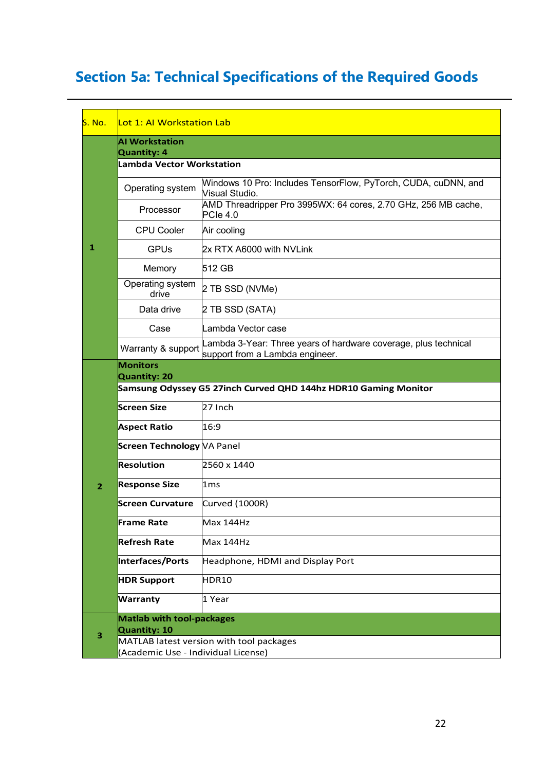# Section 5a: Technical Specifications of the Required Goods

| S. No. | Lot 1: AI Workstation Lab | |
|---|---|---|
| 1 | **AI Workstation**<br>**Quantity: 4** | |
| | **Lambda Vector Workstation** | |
| | Operating system | Windows 10 Pro: Includes TensorFlow, PyTorch, CUDA, cuDNN, and Visual Studio. |
| | Processor | AMD Threadripper Pro 3995WX: 64 cores, 2.70 GHz, 256 MB cache, PCIe 4.0 |
| | CPU Cooler | Air cooling |
| | GPUs | 2x RTX A6000 with NVLink |
| | Memory | 512 GB |
| | Operating system drive | 2 TB SSD (NVMe) |
| | Data drive | 2 TB SSD (SATA) |
| | Case | Lambda Vector case |
| | Warranty & support | Lambda 3-Year: Three years of hardware coverage, plus technical support from a Lambda engineer. |
| 2 | **Monitors**<br>**Quantity: 20** | |
| | **Samsung Odyssey G5 27inch Curved QHD 144hz HDR10 Gaming Monitor** | |
| | **Screen Size** | 27 Inch |
| | **Aspect Ratio** | 16:9 |
| | **Screen Technology** | VA Panel |
| | **Resolution** | 2560 x 1440 |
| | **Response Size** | 1ms |
| | **Screen Curvature** | Curved (1000R) |
| | **Frame Rate** | Max 144Hz |
| | **Refresh Rate** | Max 144Hz |
| | **Interfaces/Ports** | Headphone, HDMI and Display Port |
| | **HDR Support** | HDR10 |
| | **Warranty** | 1 Year |
| 3 | **Matlab with tool-packages**<br>**Quantity: 10** | |
| | MATLAB latest version with tool packages<br>(Academic Use - Individual License) | |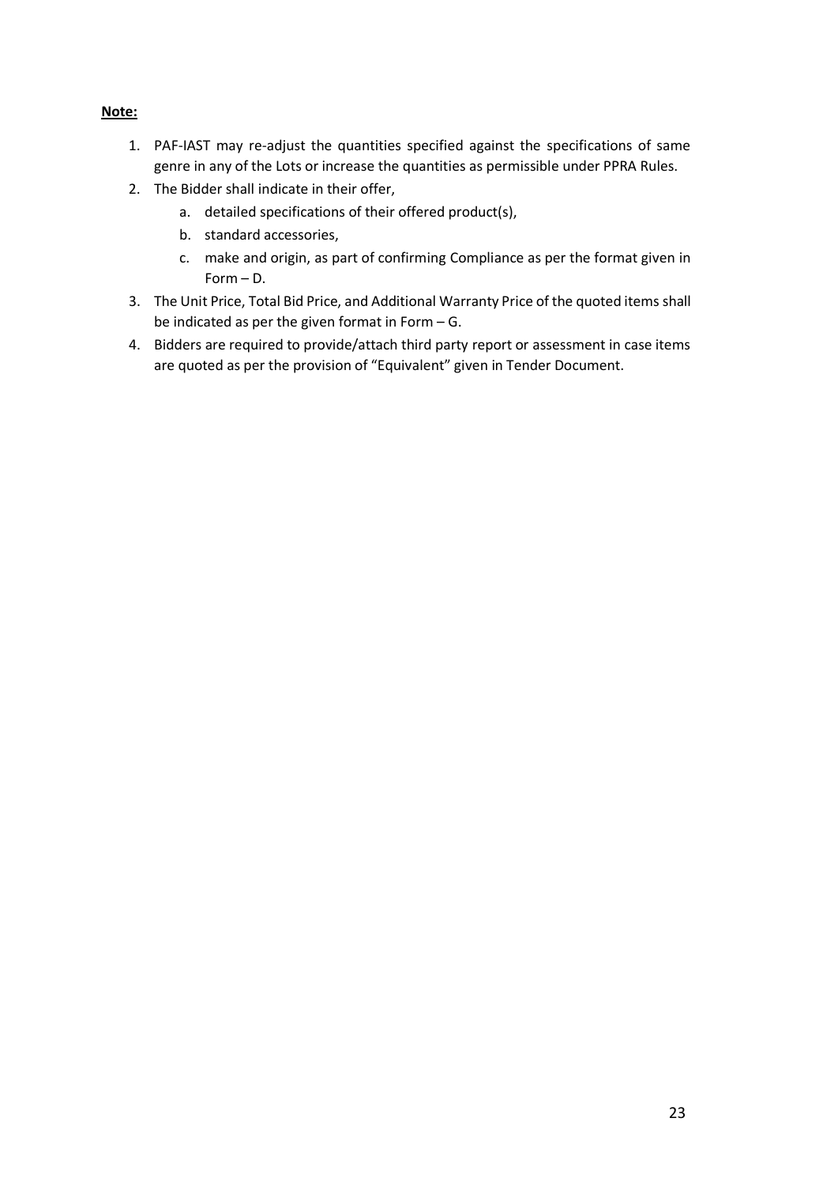**Note:**

1. PAF-IAST may re-adjust the quantities specified against the specifications of same genre in any of the Lots or increase the quantities as permissible under PPRA Rules.
2. The Bidder shall indicate in their offer,
    a. detailed specifications of their offered product(s),
    b. standard accessories,
    c. make and origin, as part of confirming Compliance as per the format given in Form – D.
3. The Unit Price, Total Bid Price, and Additional Warranty Price of the quoted items shall be indicated as per the given format in Form – G.
4. Bidders are required to provide/attach third party report or assessment in case items are quoted as per the provision of "Equivalent" given in Tender Document.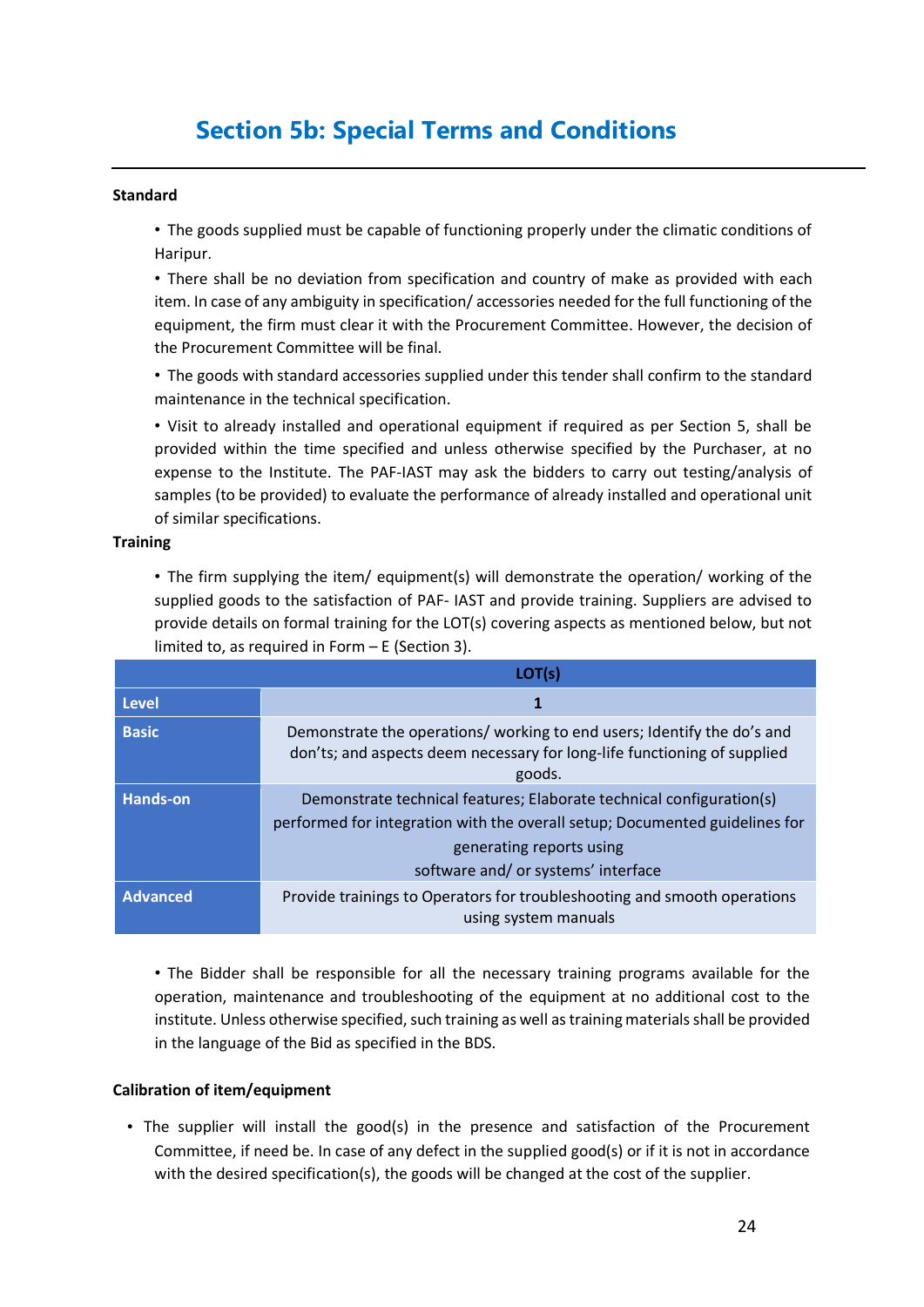# Section 5b: Special Terms and Conditions

**Standard**

- The goods supplied must be capable of functioning properly under the climatic conditions of Haripur.
- There shall be no deviation from specification and country of make as provided with each item. In case of any ambiguity in specification/ accessories needed for the full functioning of the equipment, the firm must clear it with the Procurement Committee. However, the decision of the Procurement Committee will be final.
- The goods with standard accessories supplied under this tender shall confirm to the standard maintenance in the technical specification.
- Visit to already installed and operational equipment if required as per Section 5, shall be provided within the time specified and unless otherwise specified by the Purchaser, at no expense to the Institute. The PAF-IAST may ask the bidders to carry out testing/analysis of samples (to be provided) to evaluate the performance of already installed and operational unit of similar specifications.

**Training**

- The firm supplying the item/ equipment(s) will demonstrate the operation/ working of the supplied goods to the satisfaction of PAF- IAST and provide training. Suppliers are advised to provide details on formal training for the LOT(s) covering aspects as mentioned below, but not limited to, as required in Form – E (Section 3).

| | LOT(s) |
|---|---|
| **Level** | **1** |
| **Basic** | Demonstrate the operations/ working to end users; Identify the do's and don'ts; and aspects deem necessary for long-life functioning of supplied goods. |
| **Hands-on** | Demonstrate technical features; Elaborate technical configuration(s) performed for integration with the overall setup; Documented guidelines for generating reports using software and/ or systems' interface |
| **Advanced** | Provide trainings to Operators for troubleshooting and smooth operations using system manuals |

- The Bidder shall be responsible for all the necessary training programs available for the operation, maintenance and troubleshooting of the equipment at no additional cost to the institute. Unless otherwise specified, such training as well as training materials shall be provided in the language of the Bid as specified in the BDS.

**Calibration of item/equipment**

- The supplier will install the good(s) in the presence and satisfaction of the Procurement Committee, if need be. In case of any defect in the supplied good(s) or if it is not in accordance with the desired specification(s), the goods will be changed at the cost of the supplier.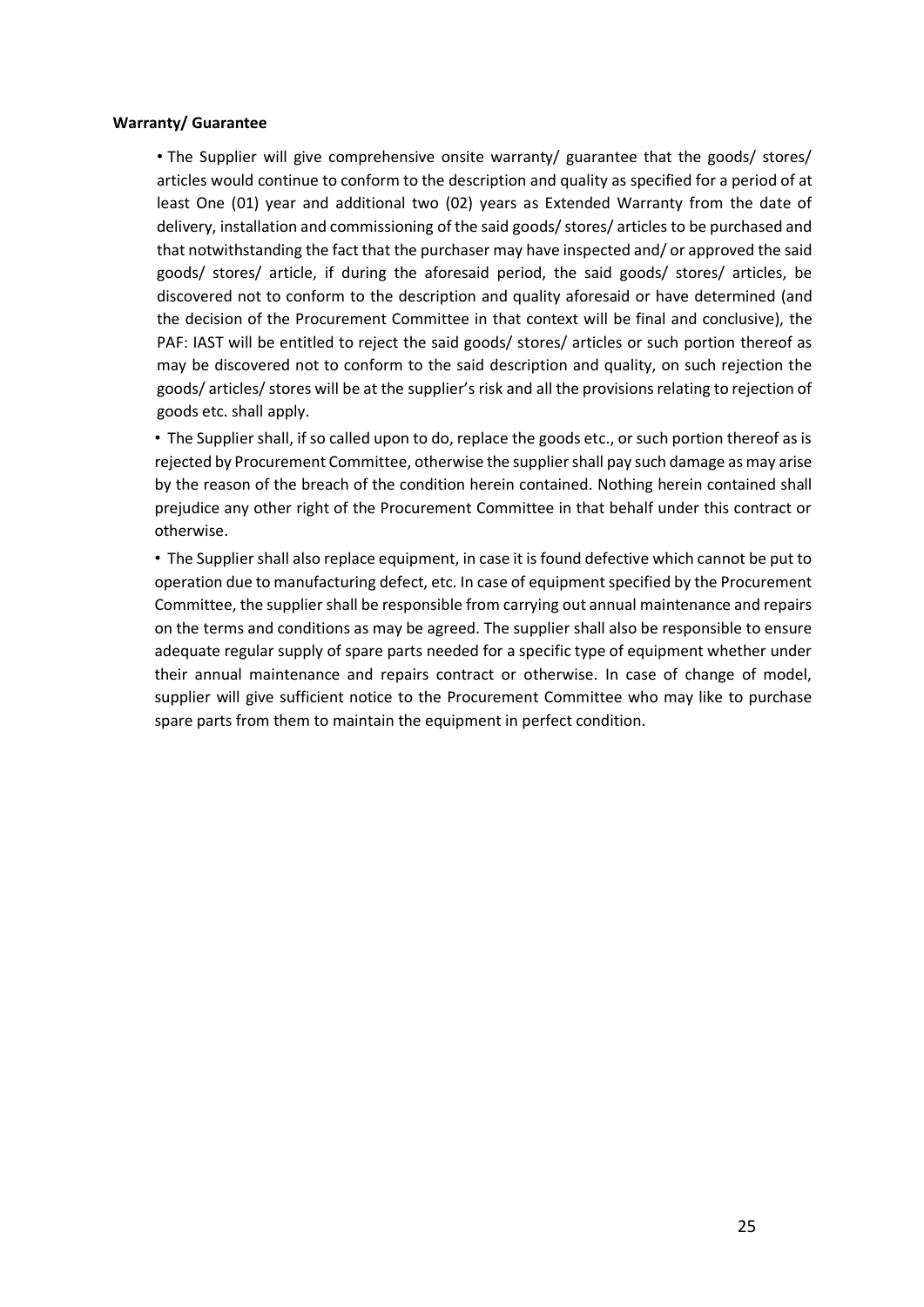**Warranty/ Guarantee**

- The Supplier will give comprehensive onsite warranty/ guarantee that the goods/ stores/ articles would continue to conform to the description and quality as specified for a period of at least One (01) year and additional two (02) years as Extended Warranty from the date of delivery, installation and commissioning of the said goods/ stores/ articles to be purchased and that notwithstanding the fact that the purchaser may have inspected and/ or approved the said goods/ stores/ article, if during the aforesaid period, the said goods/ stores/ articles, be discovered not to conform to the description and quality aforesaid or have determined (and the decision of the Procurement Committee in that context will be final and conclusive), the PAF: IAST will be entitled to reject the said goods/ stores/ articles or such portion thereof as may be discovered not to conform to the said description and quality, on such rejection the goods/ articles/ stores will be at the supplier's risk and all the provisions relating to rejection of goods etc. shall apply.
- The Supplier shall, if so called upon to do, replace the goods etc., or such portion thereof as is rejected by Procurement Committee, otherwise the supplier shall pay such damage as may arise by the reason of the breach of the condition herein contained. Nothing herein contained shall prejudice any other right of the Procurement Committee in that behalf under this contract or otherwise.
- The Supplier shall also replace equipment, in case it is found defective which cannot be put to operation due to manufacturing defect, etc. In case of equipment specified by the Procurement Committee, the supplier shall be responsible from carrying out annual maintenance and repairs on the terms and conditions as may be agreed. The supplier shall also be responsible to ensure adequate regular supply of spare parts needed for a specific type of equipment whether under their annual maintenance and repairs contract or otherwise. In case of change of model, supplier will give sufficient notice to the Procurement Committee who may like to purchase spare parts from them to maintain the equipment in perfect condition.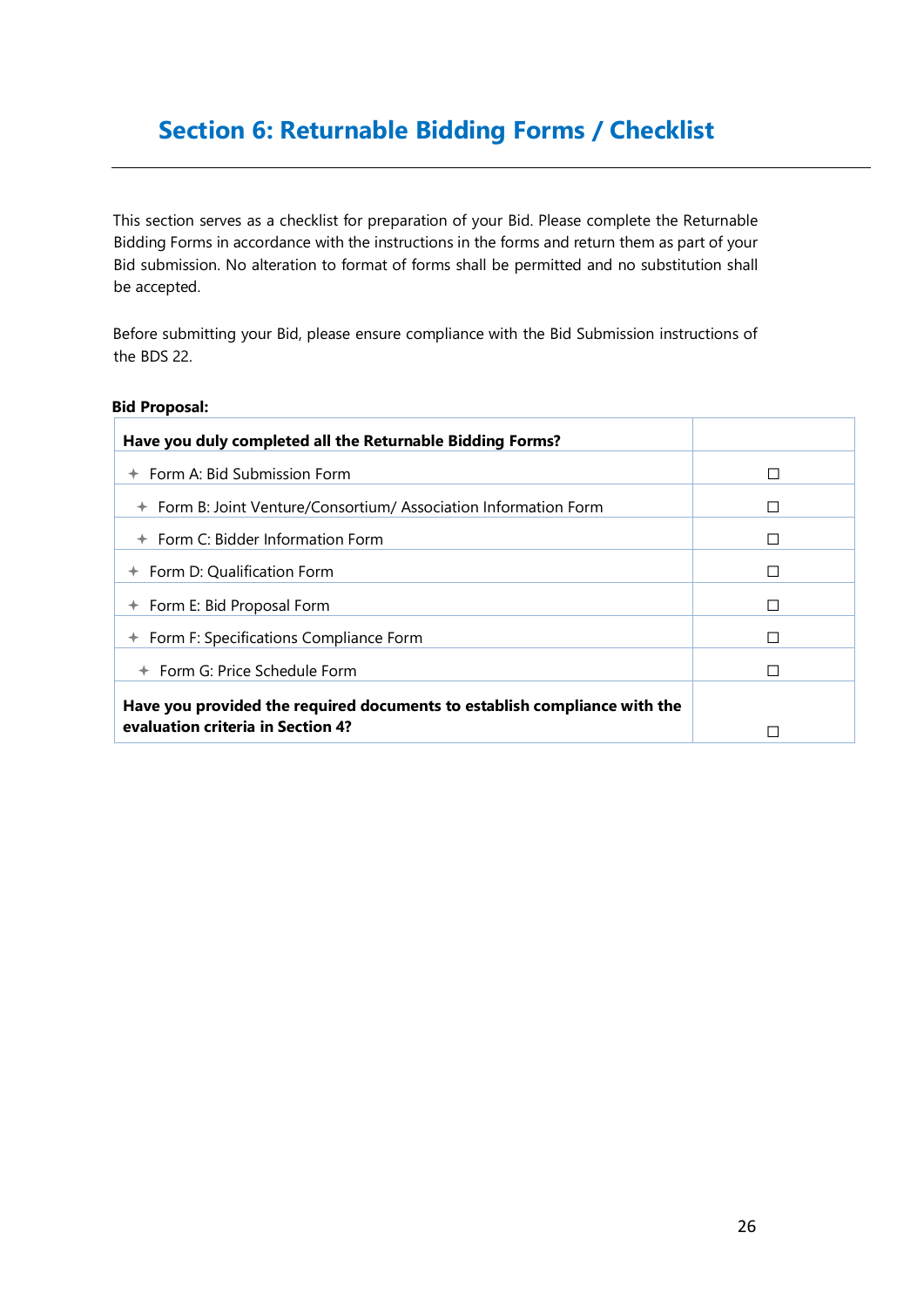# Section 6: Returnable Bidding Forms / Checklist

This section serves as a checklist for preparation of your Bid. Please complete the Returnable Bidding Forms in accordance with the instructions in the forms and return them as part of your Bid submission. No alteration to format of forms shall be permitted and no substitution shall be accepted.

Before submitting your Bid, please ensure compliance with the Bid Submission instructions of the BDS 22.

**Bid Proposal:**

| **Have you duly completed all the Returnable Bidding Forms?** | |
|---|---|
| ✦ Form A: Bid Submission Form | ☐ |
| ✦ Form B: Joint Venture/Consortium/ Association Information Form | ☐ |
| ✦ Form C: Bidder Information Form | ☐ |
| ✦ Form D: Qualification Form | ☐ |
| ✦ Form E: Bid Proposal Form | ☐ |
| ✦ Form F: Specifications Compliance Form | ☐ |
| ✦ Form G: Price Schedule Form | ☐ |
| **Have you provided the required documents to establish compliance with the evaluation criteria in Section 4?** | ☐ |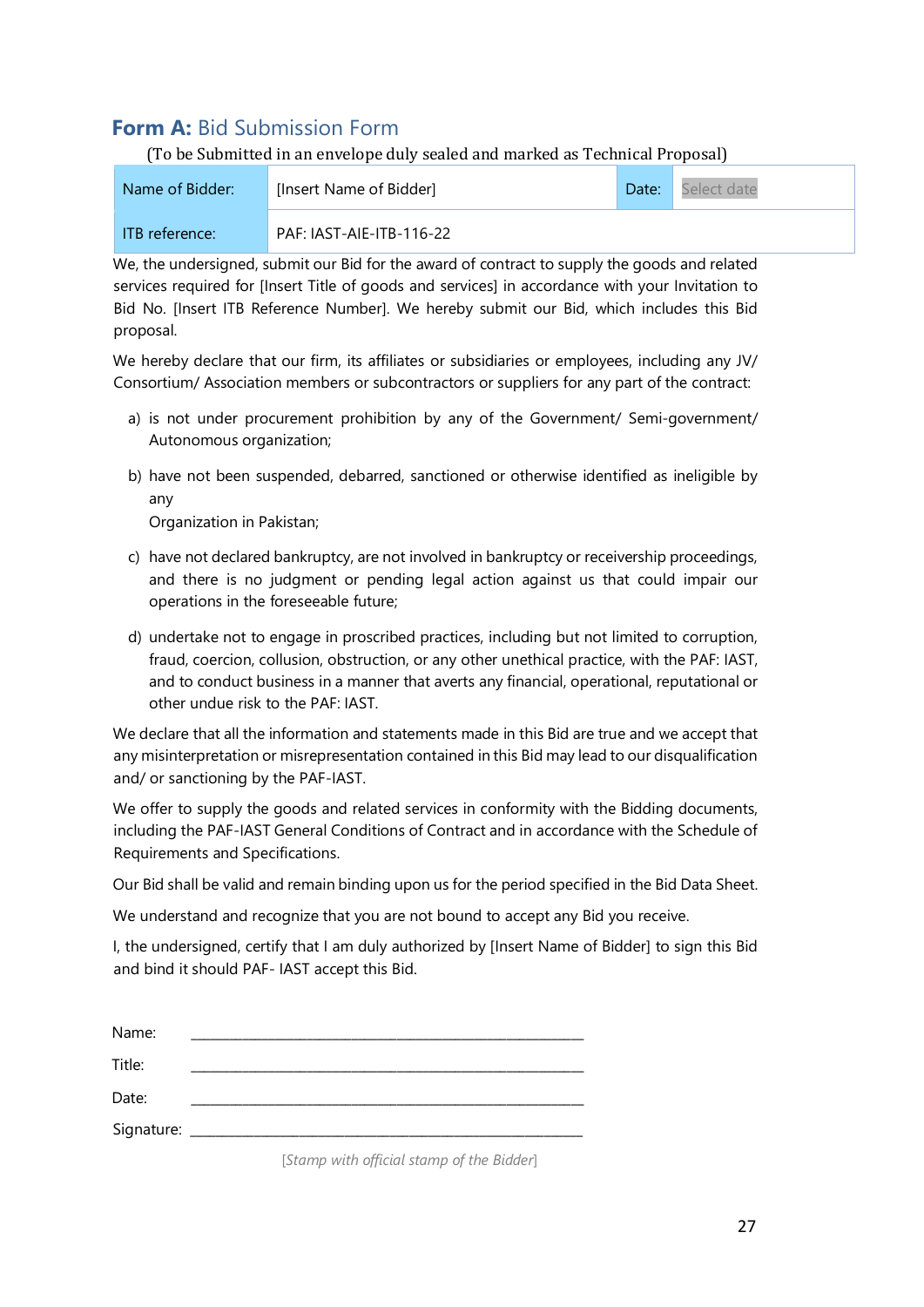## **Form A:** Bid Submission Form

(To be Submitted in an envelope duly sealed and marked as Technical Proposal)

| Name of Bidder: | [Insert Name of Bidder] | Date: | Select date |
|---|---|---|---|
| ITB reference: | PAF: IAST-AIE-ITB-116-22 | | |

We, the undersigned, submit our Bid for the award of contract to supply the goods and related services required for [Insert Title of goods and services] in accordance with your Invitation to Bid No. [Insert ITB Reference Number]. We hereby submit our Bid, which includes this Bid proposal.

We hereby declare that our firm, its affiliates or subsidiaries or employees, including any JV/ Consortium/ Association members or subcontractors or suppliers for any part of the contract:

a) is not under procurement prohibition by any of the Government/ Semi-government/ Autonomous organization;

b) have not been suspended, debarred, sanctioned or otherwise identified as ineligible by any
Organization in Pakistan;

c) have not declared bankruptcy, are not involved in bankruptcy or receivership proceedings, and there is no judgment or pending legal action against us that could impair our operations in the foreseeable future;

d) undertake not to engage in proscribed practices, including but not limited to corruption, fraud, coercion, collusion, obstruction, or any other unethical practice, with the PAF: IAST, and to conduct business in a manner that averts any financial, operational, reputational or other undue risk to the PAF: IAST.

We declare that all the information and statements made in this Bid are true and we accept that any misinterpretation or misrepresentation contained in this Bid may lead to our disqualification and/ or sanctioning by the PAF-IAST.

We offer to supply the goods and related services in conformity with the Bidding documents, including the PAF-IAST General Conditions of Contract and in accordance with the Schedule of Requirements and Specifications.

Our Bid shall be valid and remain binding upon us for the period specified in the Bid Data Sheet.

We understand and recognize that you are not bound to accept any Bid you receive.

I, the undersigned, certify that I am duly authorized by [Insert Name of Bidder] to sign this Bid and bind it should PAF- IAST accept this Bid.

Name: \_\_\_\_\_\_\_\_\_\_\_\_\_\_\_\_\_\_\_\_\_\_\_\_\_\_\_\_\_\_\_\_\_\_\_\_\_\_\_\_\_\_\_\_\_\_\_\_\_\_\_\_

Title: \_\_\_\_\_\_\_\_\_\_\_\_\_\_\_\_\_\_\_\_\_\_\_\_\_\_\_\_\_\_\_\_\_\_\_\_\_\_\_\_\_\_\_\_\_\_\_\_\_\_\_\_

Date: \_\_\_\_\_\_\_\_\_\_\_\_\_\_\_\_\_\_\_\_\_\_\_\_\_\_\_\_\_\_\_\_\_\_\_\_\_\_\_\_\_\_\_\_\_\_\_\_\_\_\_\_

Signature: \_\_\_\_\_\_\_\_\_\_\_\_\_\_\_\_\_\_\_\_\_\_\_\_\_\_\_\_\_\_\_\_\_\_\_\_\_\_\_\_\_\_\_\_\_\_\_\_\_\_\_\_

*[Stamp with official stamp of the Bidder]*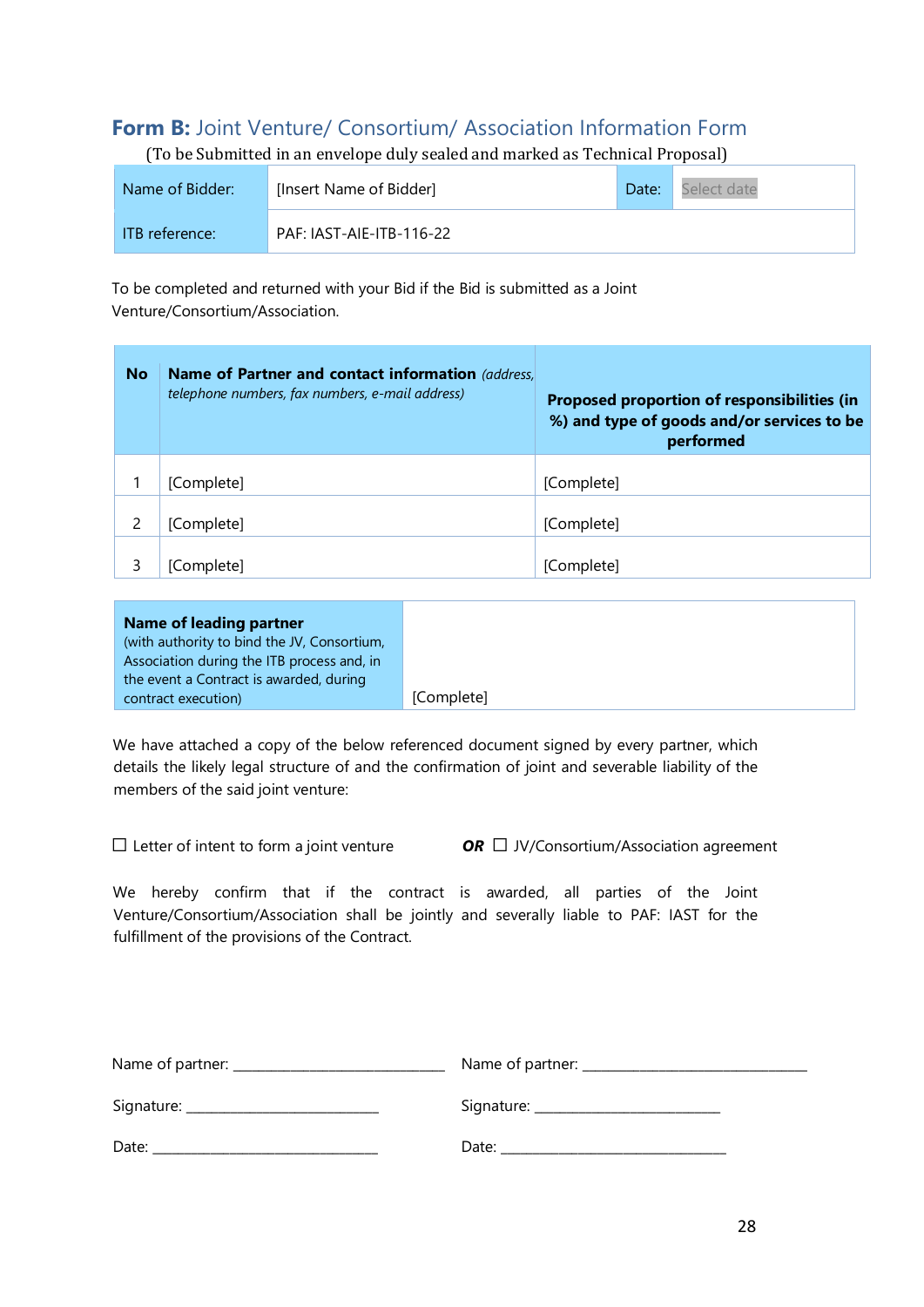## **Form B:** Joint Venture/ Consortium/ Association Information Form

(To be Submitted in an envelope duly sealed and marked as Technical Proposal)

| Name of Bidder: | [Insert Name of Bidder] | Date: | Select date |
|---|---|---|---|
| ITB reference: | PAF: IAST-AIE-ITB-116-22 | | |

To be completed and returned with your Bid if the Bid is submitted as a Joint Venture/Consortium/Association.

| No | **Name of Partner and contact information** *(address, telephone numbers, fax numbers, e-mail address)* | **Proposed proportion of responsibilities (in %) and type of goods and/or services to be performed** |
|---|---|---|
| 1 | [Complete] | [Complete] |
| 2 | [Complete] | [Complete] |
| 3 | [Complete] | [Complete] |

| **Name of leading partner** (with authority to bind the JV, Consortium, Association during the ITB process and, in the event a Contract is awarded, during contract execution) | [Complete] |
|---|---|

We have attached a copy of the below referenced document signed by every partner, which details the likely legal structure of and the confirmation of joint and severable liability of the members of the said joint venture:

☐ Letter of intent to form a joint venture ***OR*** ☐ JV/Consortium/Association agreement

We hereby confirm that if the contract is awarded, all parties of the Joint Venture/Consortium/Association shall be jointly and severally liable to PAF: IAST for the fulfillment of the provisions of the Contract.

Name of partner: ___________________________ Name of partner: ____________________________

Signature: _________________________ Signature: ________________________

Date: ______________________________ Date: ______________________________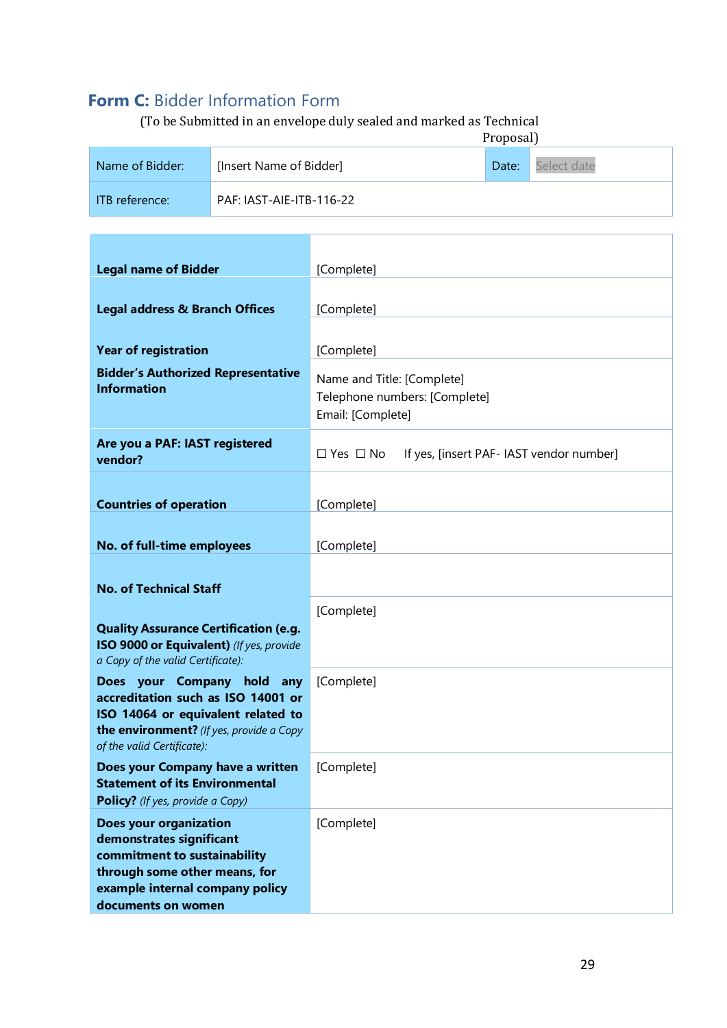## **Form C:** Bidder Information Form

(To be Submitted in an envelope duly sealed and marked as Technical Proposal)

| Name of Bidder: | [Insert Name of Bidder] | Date: | Select date |
|---|---|---|---|
| ITB reference: | PAF: IAST-AIE-ITB-116-22 | | |

| | |
|---|---|
| **Legal name of Bidder** | [Complete] |
| **Legal address & Branch Offices** | [Complete] |
| **Year of registration** | [Complete] |
| **Bidder's Authorized Representative Information** | Name and Title: [Complete]<br>Telephone numbers: [Complete]<br>Email: [Complete] |
| **Are you a PAF: IAST registered vendor?** | ☐ Yes ☐ No If yes, [insert PAF- IAST vendor number] |
| **Countries of operation** | [Complete] |
| **No. of full-time employees** | [Complete] |
| **No. of Technical Staff** | |
| **Quality Assurance Certification (e.g. ISO 9000 or Equivalent)** *(If yes, provide a Copy of the valid Certificate):* | [Complete] |
| **Does your Company hold any accreditation such as ISO 14001 or ISO 14064 or equivalent related to the environment?** *(If yes, provide a Copy of the valid Certificate):* | [Complete] |
| **Does your Company have a written Statement of its Environmental Policy?** *(If yes, provide a Copy)* | [Complete] |
| **Does your organization demonstrates significant commitment to sustainability through some other means, for example internal company policy documents on women** | [Complete] |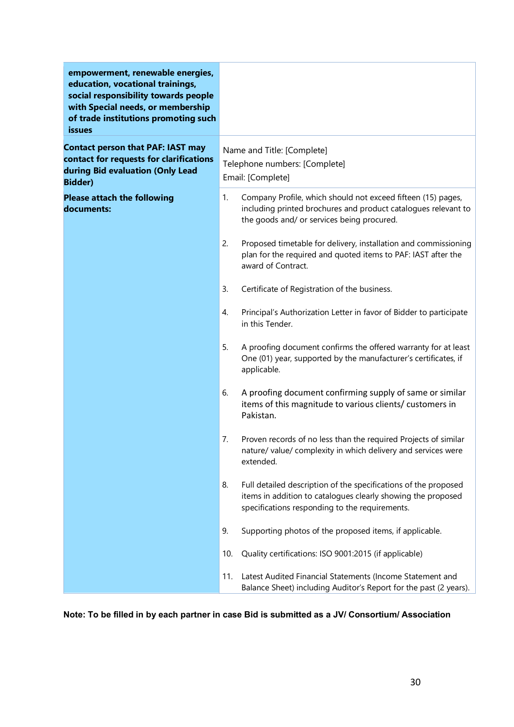| | |
|---|---|
| **empowerment, renewable energies, education, vocational trainings, social responsibility towards people with Special needs, or membership of trade institutions promoting such issues** | |
| **Contact person that PAF: IAST may contact for requests for clarifications during Bid evaluation (Only Lead Bidder)** | Name and Title: [Complete]<br>Telephone numbers: [Complete]<br>Email: [Complete] |
| **Please attach the following documents:** | 1. Company Profile, which should not exceed fifteen (15) pages, including printed brochures and product catalogues relevant to the goods and/ or services being procured.<br><br>2. Proposed timetable for delivery, installation and commissioning plan for the required and quoted items to PAF: IAST after the award of Contract.<br><br>3. Certificate of Registration of the business.<br><br>4. Principal's Authorization Letter in favor of Bidder to participate in this Tender.<br><br>5. A proofing document confirms the offered warranty for at least One (01) year, supported by the manufacturer's certificates, if applicable.<br><br>6. A proofing document confirming supply of same or similar items of this magnitude to various clients/ customers in Pakistan.<br><br>7. Proven records of no less than the required Projects of similar nature/ value/ complexity in which delivery and services were extended.<br><br>8. Full detailed description of the specifications of the proposed items in addition to catalogues clearly showing the proposed specifications responding to the requirements.<br><br>9. Supporting photos of the proposed items, if applicable.<br><br>10. Quality certifications: ISO 9001:2015 (if applicable)<br><br>11. Latest Audited Financial Statements (Income Statement and Balance Sheet) including Auditor's Report for the past (2 years). |

**Note: To be filled in by each partner in case Bid is submitted as a JV/ Consortium/ Association**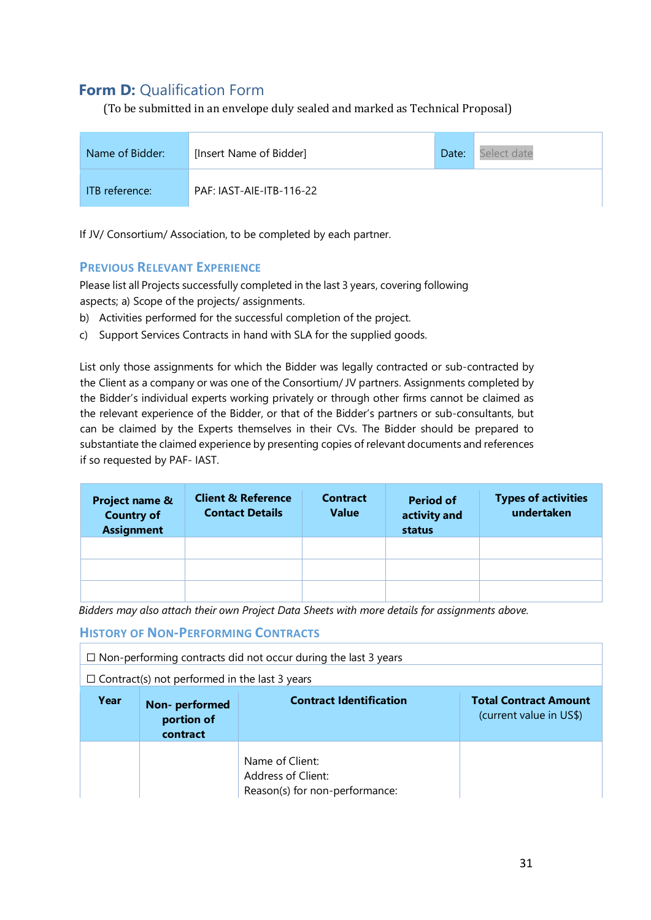## **Form D:** Qualification Form

(To be submitted in an envelope duly sealed and marked as Technical Proposal)

| Name of Bidder: | [Insert Name of Bidder] | Date: | Select date |
|---|---|---|---|
| ITB reference: | PAF: IAST-AIE-ITB-116-22 | | |

If JV/ Consortium/ Association, to be completed by each partner.

### Previous Relevant Experience

Please list all Projects successfully completed in the last 3 years, covering following aspects; a) Scope of the projects/ assignments.

b) Activities performed for the successful completion of the project.

c) Support Services Contracts in hand with SLA for the supplied goods.

List only those assignments for which the Bidder was legally contracted or sub-contracted by the Client as a company or was one of the Consortium/ JV partners. Assignments completed by the Bidder's individual experts working privately or through other firms cannot be claimed as the relevant experience of the Bidder, or that of the Bidder's partners or sub-consultants, but can be claimed by the Experts themselves in their CVs. The Bidder should be prepared to substantiate the claimed experience by presenting copies of relevant documents and references if so requested by PAF- IAST.

| Project name & Country of Assignment | Client & Reference Contact Details | Contract Value | Period of activity and status | Types of activities undertaken |
|---|---|---|---|---|
| | | | | |
| | | | | |
| | | | | |

*Bidders may also attach their own Project Data Sheets with more details for assignments above.*

### History of Non-Performing Contracts

| ☐ Non-performing contracts did not occur during the last 3 years | | | |
|---|---|---|---|
| ☐ Contract(s) not performed in the last 3 years | | | |
| **Year** | **Non- performed portion of contract** | **Contract Identification** | **Total Contract Amount** (current value in US$) |
| | | Name of Client:<br>Address of Client:<br>Reason(s) for non-performance: | |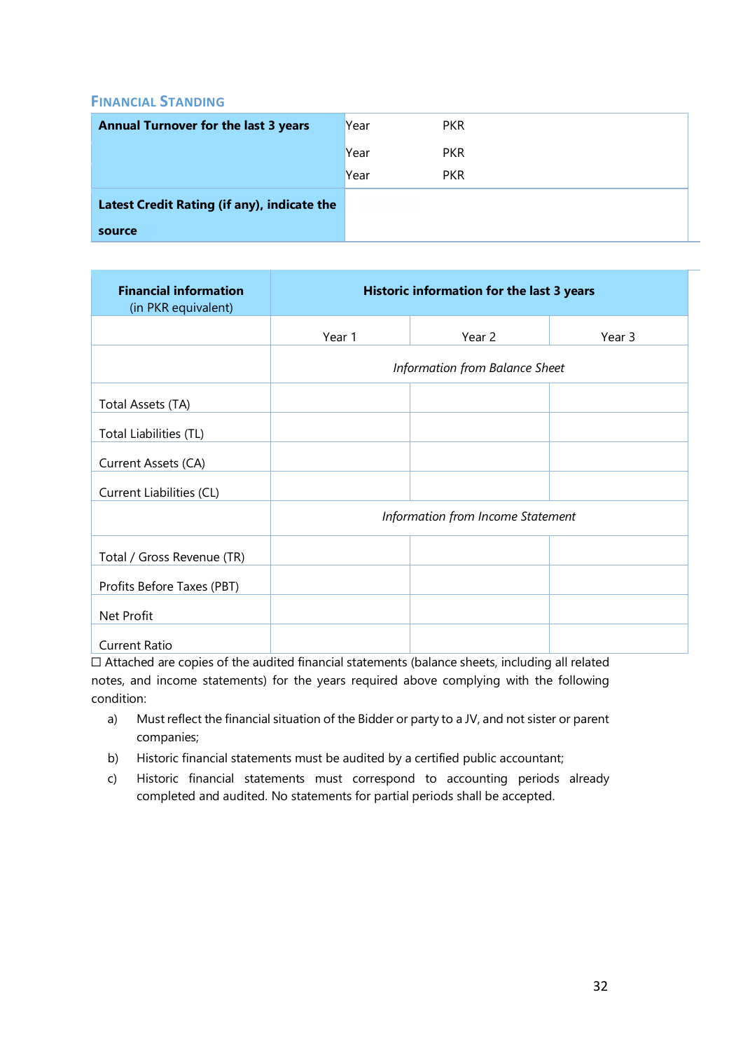## Financial Standing

| Annual Turnover for the last 3 years | Year | PKR |
|---|---|---|
| | Year | PKR |
| | Year | PKR |
| **Latest Credit Rating (if any), indicate the source** | | |

| **Financial information** (in PKR equivalent) | **Historic information for the last 3 years** | | |
|---|---|---|---|
| | Year 1 | Year 2 | Year 3 |
| | *Information from Balance Sheet* | | |
| Total Assets (TA) | | | |
| Total Liabilities (TL) | | | |
| Current Assets (CA) | | | |
| Current Liabilities (CL) | | | |
| | *Information from Income Statement* | | |
| Total / Gross Revenue (TR) | | | |
| Profits Before Taxes (PBT) | | | |
| Net Profit | | | |
| Current Ratio | | | |

☐ Attached are copies of the audited financial statements (balance sheets, including all related notes, and income statements) for the years required above complying with the following condition:

a) Must reflect the financial situation of the Bidder or party to a JV, and not sister or parent companies;

b) Historic financial statements must be audited by a certified public accountant;

c) Historic financial statements must correspond to accounting periods already completed and audited. No statements for partial periods shall be accepted.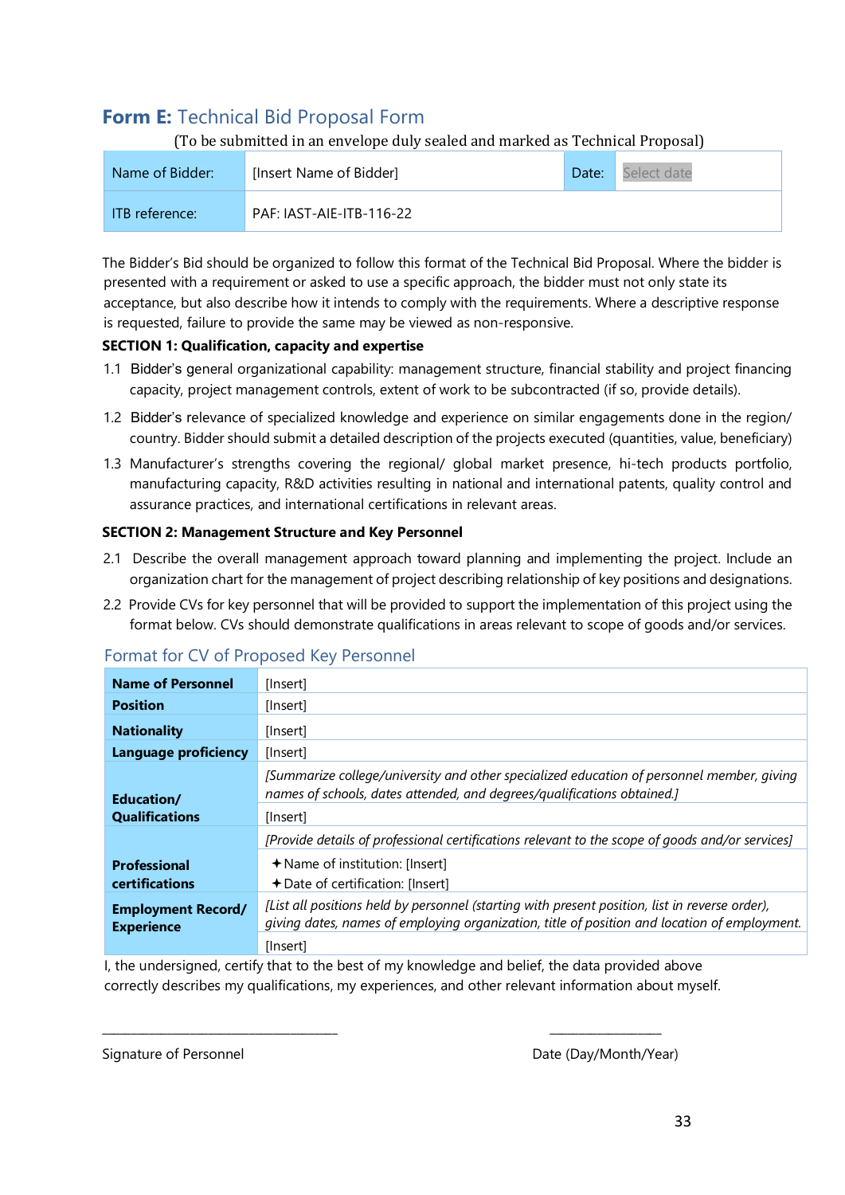## **Form E:** Technical Bid Proposal Form

(To be submitted in an envelope duly sealed and marked as Technical Proposal)

| Name of Bidder: | [Insert Name of Bidder] | Date: | Select date |
|---|---|---|---|
| ITB reference: | PAF: IAST-AIE-ITB-116-22 | | |

The Bidder's Bid should be organized to follow this format of the Technical Bid Proposal. Where the bidder is presented with a requirement or asked to use a specific approach, the bidder must not only state its acceptance, but also describe how it intends to comply with the requirements. Where a descriptive response is requested, failure to provide the same may be viewed as non-responsive.

**SECTION 1: Qualification, capacity and expertise**

1.1 Bidder's general organizational capability: management structure, financial stability and project financing capacity, project management controls, extent of work to be subcontracted (if so, provide details).

1.2 Bidder's relevance of specialized knowledge and experience on similar engagements done in the region/ country. Bidder should submit a detailed description of the projects executed (quantities, value, beneficiary)

1.3 Manufacturer's strengths covering the regional/ global market presence, hi-tech products portfolio, manufacturing capacity, R&D activities resulting in national and international patents, quality control and assurance practices, and international certifications in relevant areas.

**SECTION 2: Management Structure and Key Personnel**

2.1 Describe the overall management approach toward planning and implementing the project. Include an organization chart for the management of project describing relationship of key positions and designations.

2.2 Provide CVs for key personnel that will be provided to support the implementation of this project using the format below. CVs should demonstrate qualifications in areas relevant to scope of goods and/or services.

### Format for CV of Proposed Key Personnel

| | |
|---|---|
| **Name of Personnel** | [Insert] |
| **Position** | [Insert] |
| **Nationality** | [Insert] |
| **Language proficiency** | [Insert] |
| **Education/ Qualifications** | *[Summarize college/university and other specialized education of personnel member, giving names of schools, dates attended, and degrees/qualifications obtained.]* |
| | [Insert] |
| **Professional certifications** | *[Provide details of professional certifications relevant to the scope of goods and/or services]* |
| | ✦ Name of institution: [Insert]<br>✦ Date of certification: [Insert] |
| **Employment Record/ Experience** | *[List all positions held by personnel (starting with present position, list in reverse order), giving dates, names of employing organization, title of position and location of employment.* |
| | [Insert] |

I, the undersigned, certify that to the best of my knowledge and belief, the data provided above correctly describes my qualifications, my experiences, and other relevant information about myself.

\_\_\_\_\_\_\_\_\_\_\_\_\_\_\_\_\_\_\_\_\_\_\_\_\_\_\_\_\_\_\_\_\_\_\_\_ \_\_\_\_\_\_\_\_\_\_\_\_\_\_\_\_\_

Signature of Personnel Date (Day/Month/Year)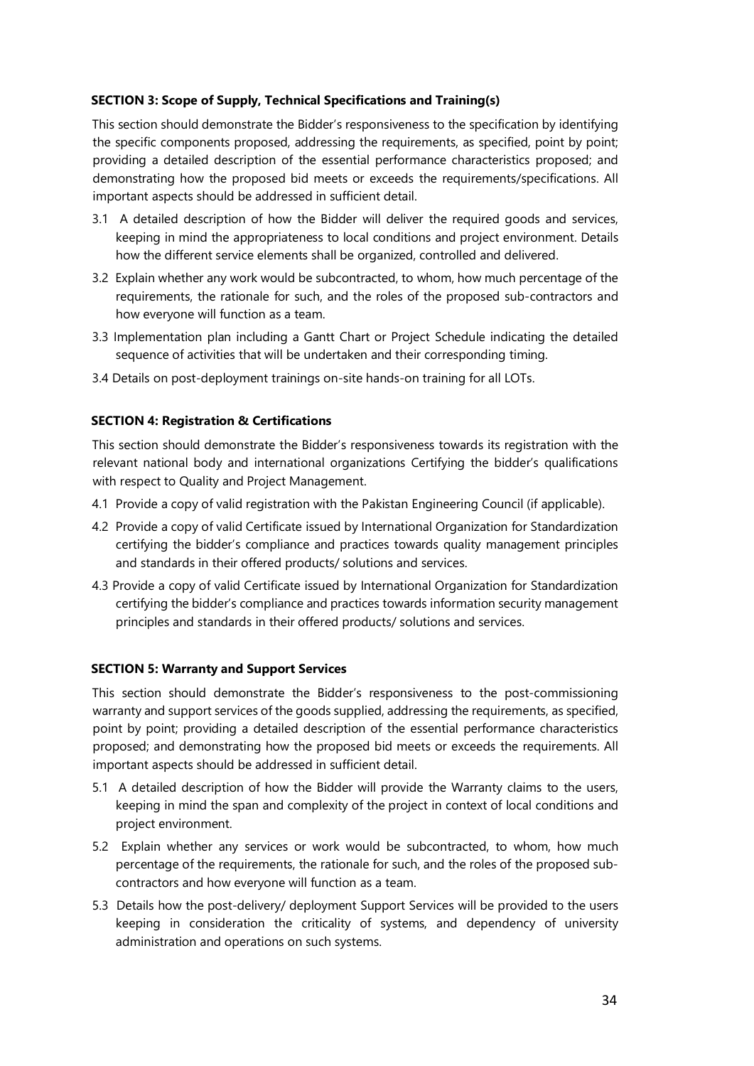### SECTION 3: Scope of Supply, Technical Specifications and Training(s)

This section should demonstrate the Bidder's responsiveness to the specification by identifying the specific components proposed, addressing the requirements, as specified, point by point; providing a detailed description of the essential performance characteristics proposed; and demonstrating how the proposed bid meets or exceeds the requirements/specifications. All important aspects should be addressed in sufficient detail.

3.1 A detailed description of how the Bidder will deliver the required goods and services, keeping in mind the appropriateness to local conditions and project environment. Details how the different service elements shall be organized, controlled and delivered.

3.2 Explain whether any work would be subcontracted, to whom, how much percentage of the requirements, the rationale for such, and the roles of the proposed sub-contractors and how everyone will function as a team.

3.3 Implementation plan including a Gantt Chart or Project Schedule indicating the detailed sequence of activities that will be undertaken and their corresponding timing.

3.4 Details on post-deployment trainings on-site hands-on training for all LOTs.

### SECTION 4: Registration & Certifications

This section should demonstrate the Bidder's responsiveness towards its registration with the relevant national body and international organizations Certifying the bidder's qualifications with respect to Quality and Project Management.

4.1 Provide a copy of valid registration with the Pakistan Engineering Council (if applicable).

4.2 Provide a copy of valid Certificate issued by International Organization for Standardization certifying the bidder's compliance and practices towards quality management principles and standards in their offered products/ solutions and services.

4.3 Provide a copy of valid Certificate issued by International Organization for Standardization certifying the bidder's compliance and practices towards information security management principles and standards in their offered products/ solutions and services.

### SECTION 5: Warranty and Support Services

This section should demonstrate the Bidder's responsiveness to the post-commissioning warranty and support services of the goods supplied, addressing the requirements, as specified, point by point; providing a detailed description of the essential performance characteristics proposed; and demonstrating how the proposed bid meets or exceeds the requirements. All important aspects should be addressed in sufficient detail.

5.1 A detailed description of how the Bidder will provide the Warranty claims to the users, keeping in mind the span and complexity of the project in context of local conditions and project environment.

5.2 Explain whether any services or work would be subcontracted, to whom, how much percentage of the requirements, the rationale for such, and the roles of the proposed sub-contractors and how everyone will function as a team.

5.3 Details how the post-delivery/ deployment Support Services will be provided to the users keeping in consideration the criticality of systems, and dependency of university administration and operations on such systems.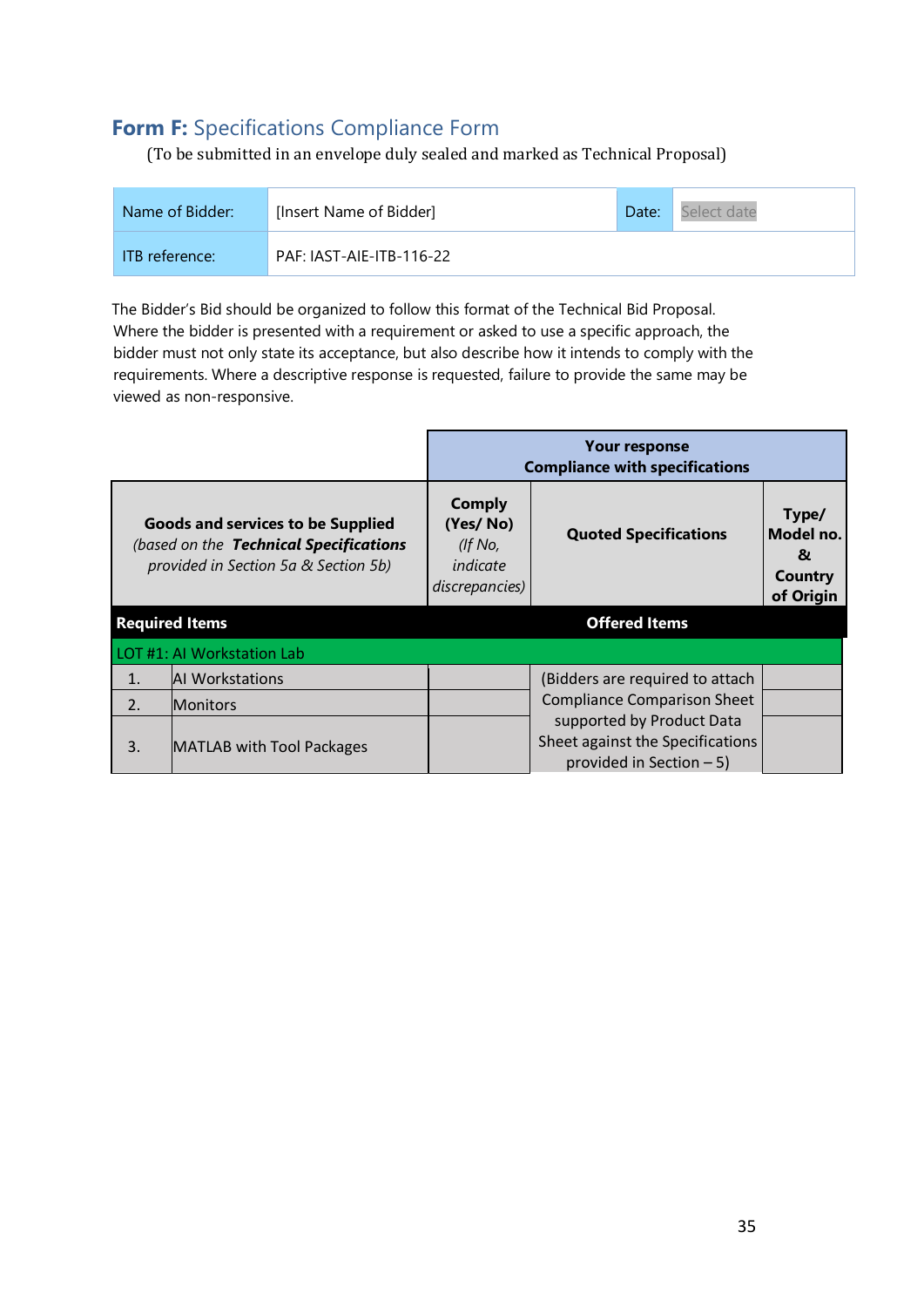## **Form F:** Specifications Compliance Form

(To be submitted in an envelope duly sealed and marked as Technical Proposal)

| Name of Bidder: | [Insert Name of Bidder] | Date: | Select date |
|---|---|---|---|
| ITB reference: | PAF: IAST-AIE-ITB-116-22 | | |

The Bidder's Bid should be organized to follow this format of the Technical Bid Proposal. Where the bidder is presented with a requirement or asked to use a specific approach, the bidder must not only state its acceptance, but also describe how it intends to comply with the requirements. Where a descriptive response is requested, failure to provide the same may be viewed as non-responsive.

| | | **Your response Compliance with specifications** | | |
|---|---|---|---|---|
| **Goods and services to be Supplied** *(based on the* ***Technical Specifications*** *provided in Section 5a & Section 5b)* | | **Comply (Yes/ No)** *(If No, indicate discrepancies)* | **Quoted Specifications** | **Type/ Model no. & Country of Origin** |
| **Required Items** | | **Offered Items** | | |
| LOT #1: AI Workstation Lab | | | | |
| 1. | AI Workstations | | (Bidders are required to attach Compliance Comparison Sheet supported by Product Data Sheet against the Specifications provided in Section – 5) | |
| 2. | Monitors | | | |
| 3. | MATLAB with Tool Packages | | | |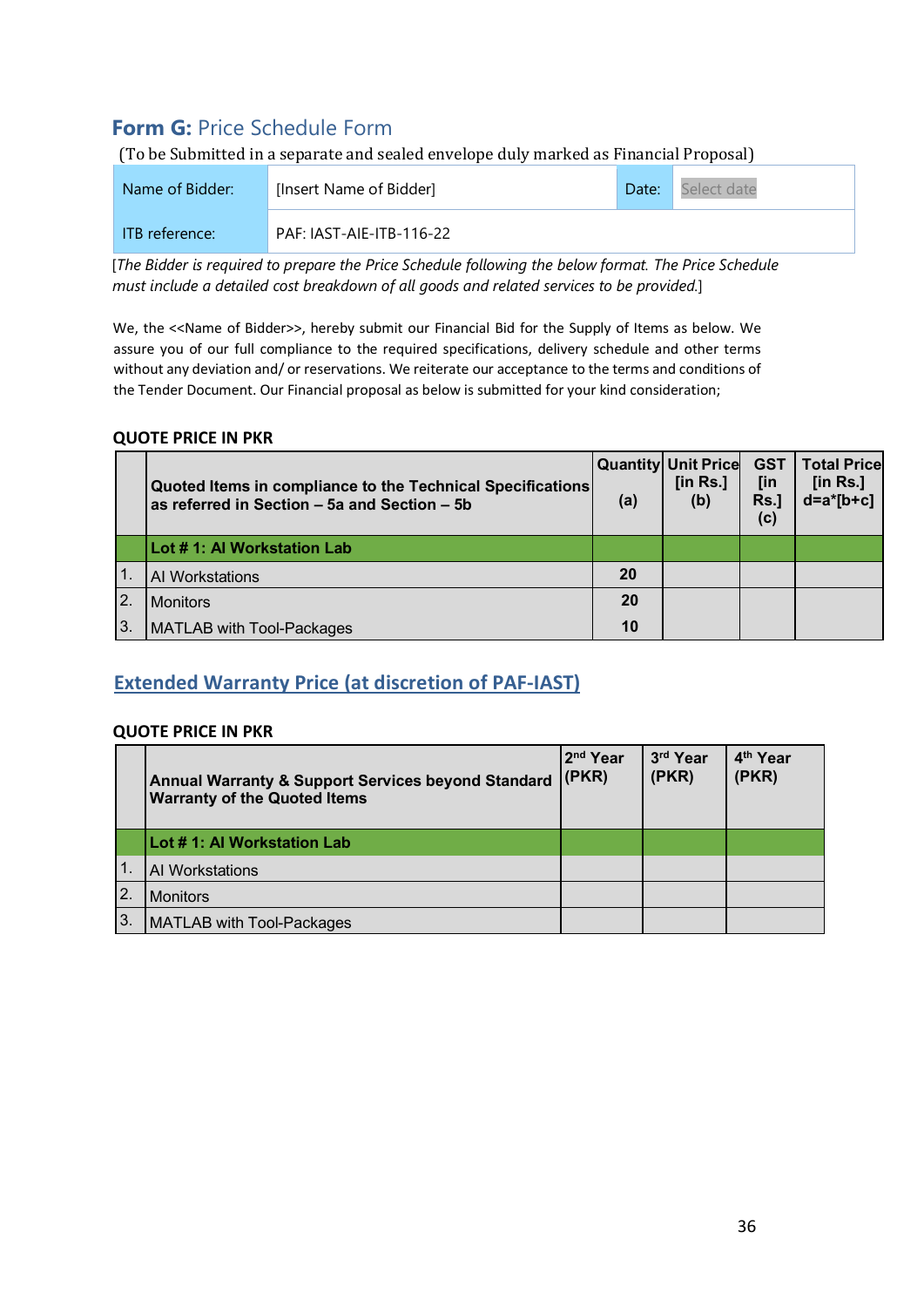## **Form G:** Price Schedule Form

(To be Submitted in a separate and sealed envelope duly marked as Financial Proposal)

| Name of Bidder: | [Insert Name of Bidder] | Date: | Select date |
|---|---|---|---|
| ITB reference: | PAF: IAST-AIE-ITB-116-22 | | |

*[The Bidder is required to prepare the Price Schedule following the below format. The Price Schedule must include a detailed cost breakdown of all goods and related services to be provided.]*

We, the <<Name of Bidder>>, hereby submit our Financial Bid for the Supply of Items as below. We assure you of our full compliance to the required specifications, delivery schedule and other terms without any deviation and/ or reservations. We reiterate our acceptance to the terms and conditions of the Tender Document. Our Financial proposal as below is submitted for your kind consideration;

**QUOTE PRICE IN PKR**

| | **Quoted Items in compliance to the Technical Specifications as referred in Section – 5a and Section – 5b** | **Quantity (a)** | **Unit Price [in Rs.] (b)** | **GST [in Rs.] (c)** | **Total Price [in Rs.] d=a*[b+c]** |
|---|---|---|---|---|---|
| | **Lot # 1: AI Workstation Lab** | | | | |
| 1. | AI Workstations | **20** | | | |
| 2. | Monitors | **20** | | | |
| 3. | MATLAB with Tool-Packages | **10** | | | |

## Extended Warranty Price (at discretion of PAF-IAST)

**QUOTE PRICE IN PKR**

| | **Annual Warranty & Support Services beyond Standard Warranty of the Quoted Items** | **2nd Year (PKR)** | **3rd Year (PKR)** | **4th Year (PKR)** |
|---|---|---|---|---|
| | **Lot # 1: AI Workstation Lab** | | | |
| 1. | AI Workstations | | | |
| 2. | Monitors | | | |
| 3. | MATLAB with Tool-Packages | | | |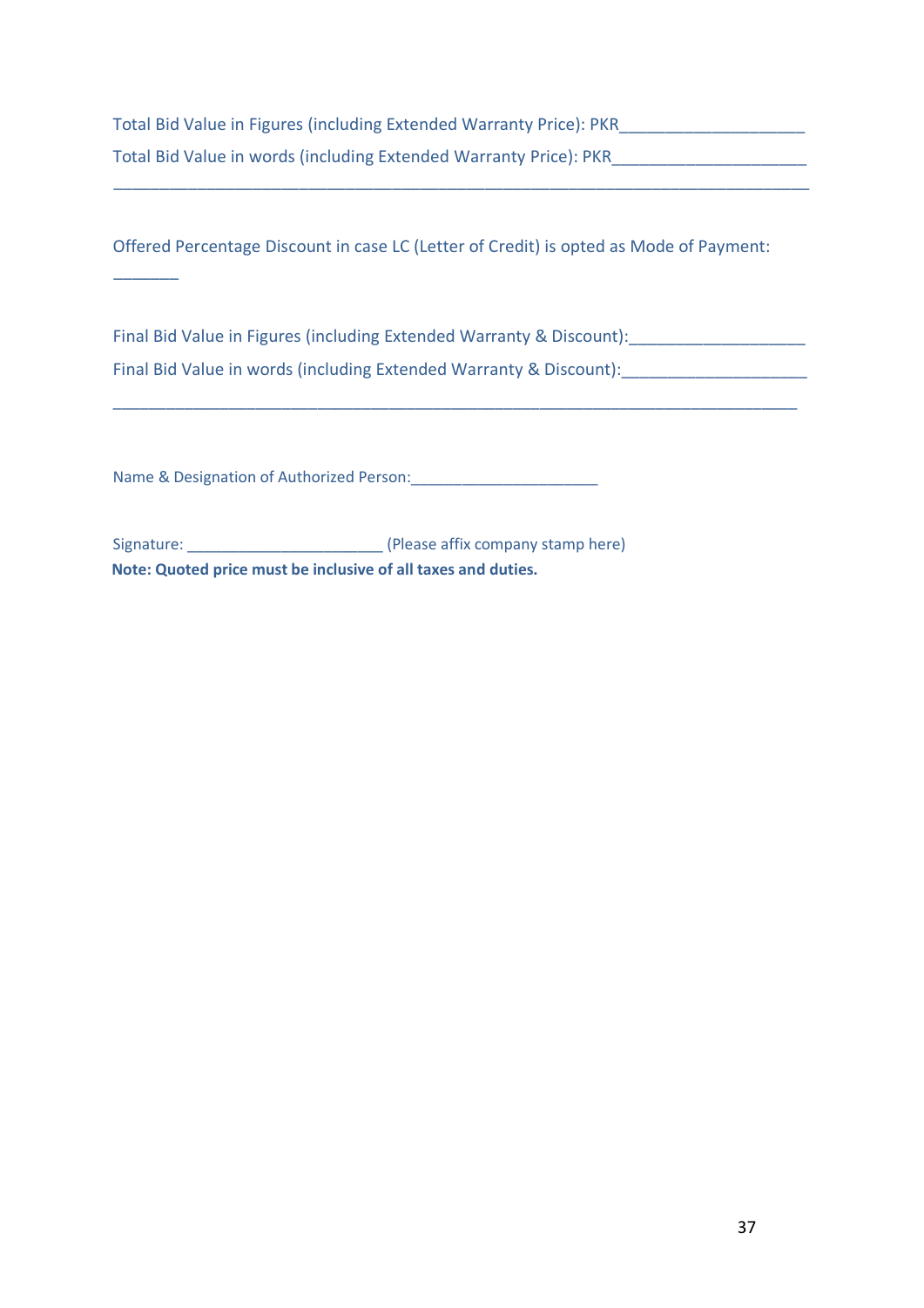Total Bid Value in Figures (including Extended Warranty Price): PKR____________________

Total Bid Value in words (including Extended Warranty Price): PKR_____________________

____________________________________________________________________________

Offered Percentage Discount in case LC (Letter of Credit) is opted as Mode of Payment:

_______

Final Bid Value in Figures (including Extended Warranty & Discount):___________________

Final Bid Value in words (including Extended Warranty & Discount):____________________

___________________________________________________________________________

Name & Designation of Authorized Person:_____________________

Signature: ______________________ (Please affix company stamp here)

**Note: Quoted price must be inclusive of all taxes and duties.**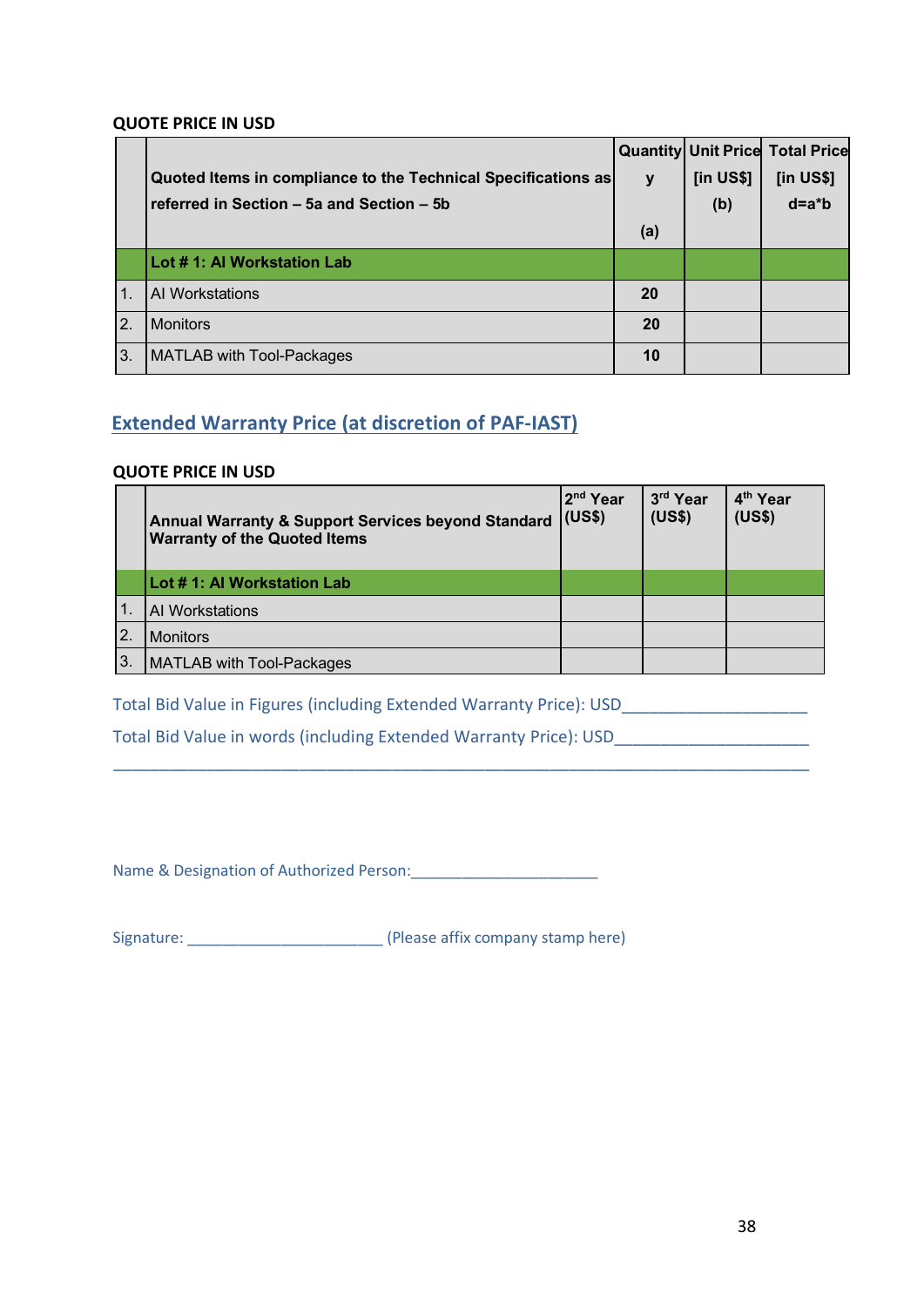**QUOTE PRICE IN USD**

| | Quoted Items in compliance to the Technical Specifications as referred in Section – 5a and Section – 5b | Quantity (a) | Unit Price [in US$] (b) | Total Price [in US$] d=a*b |
|---|---|---|---|---|
| | **Lot # 1: AI Workstation Lab** | | | |
| 1. | AI Workstations | **20** | | |
| 2. | Monitors | **20** | | |
| 3. | MATLAB with Tool-Packages | **10** | | |

## Extended Warranty Price (at discretion of PAF-IAST)

**QUOTE PRICE IN USD**

| | Annual Warranty & Support Services beyond Standard Warranty of the Quoted Items | 2nd Year (US$) | 3rd Year (US$) | 4th Year (US$) |
|---|---|---|---|---|
| | **Lot # 1: AI Workstation Lab** | | | |
| 1. | AI Workstations | | | |
| 2. | Monitors | | | |
| 3. | MATLAB with Tool-Packages | | | |

Total Bid Value in Figures (including Extended Warranty Price): USD____________________

Total Bid Value in words (including Extended Warranty Price): USD_____________________

______________________________________________________________________________

Name & Designation of Authorized Person:______________________

Signature: _______________________ (Please affix company stamp here)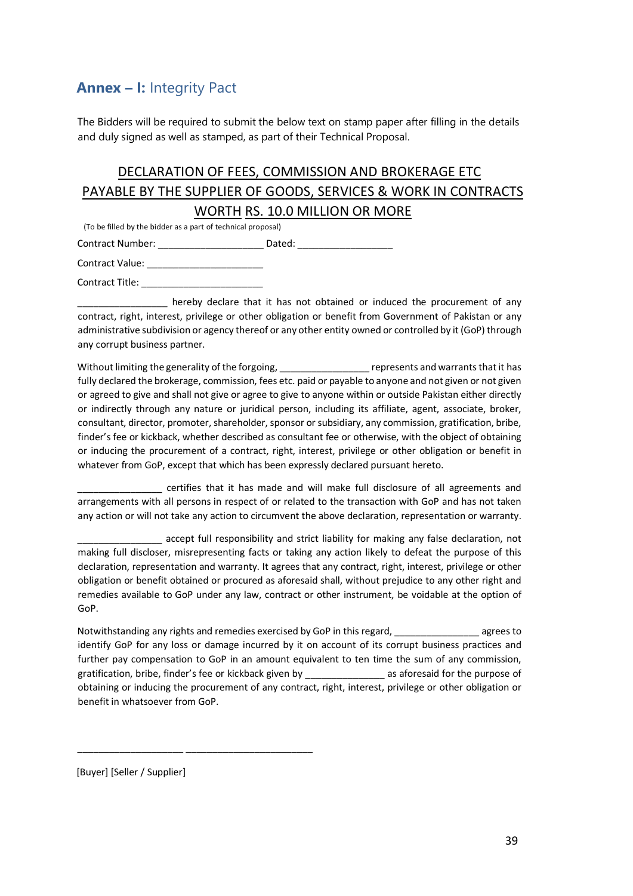## **Annex – I:** Integrity Pact

The Bidders will be required to submit the below text on stamp paper after filling in the details and duly signed as well as stamped, as part of their Technical Proposal.

### DECLARATION OF FEES, COMMISSION AND BROKERAGE ETC PAYABLE BY THE SUPPLIER OF GOODS, SERVICES & WORK IN CONTRACTS WORTH RS. 10.0 MILLION OR MORE

(To be filled by the bidder as a part of technical proposal)

Contract Number: ____________________ Dated: __________________

Contract Value: ______________________

Contract Title: _______________________

_________________ hereby declare that it has not obtained or induced the procurement of any contract, right, interest, privilege or other obligation or benefit from Government of Pakistan or any administrative subdivision or agency thereof or any other entity owned or controlled by it (GoP) through any corrupt business partner.

Without limiting the generality of the forgoing, _________________ represents and warrants that it has fully declared the brokerage, commission, fees etc. paid or payable to anyone and not given or not given or agreed to give and shall not give or agree to give to anyone within or outside Pakistan either directly or indirectly through any nature or juridical person, including its affiliate, agent, associate, broker, consultant, director, promoter, shareholder, sponsor or subsidiary, any commission, gratification, bribe, finder's fee or kickback, whether described as consultant fee or otherwise, with the object of obtaining or inducing the procurement of a contract, right, interest, privilege or other obligation or benefit in whatever from GoP, except that which has been expressly declared pursuant hereto.

________________ certifies that it has made and will make full disclosure of all agreements and arrangements with all persons in respect of or related to the transaction with GoP and has not taken any action or will not take any action to circumvent the above declaration, representation or warranty.

________________ accept full responsibility and strict liability for making any false declaration, not making full discloser, misrepresenting facts or taking any action likely to defeat the purpose of this declaration, representation and warranty. It agrees that any contract, right, interest, privilege or other obligation or benefit obtained or procured as aforesaid shall, without prejudice to any other right and remedies available to GoP under any law, contract or other instrument, be voidable at the option of GoP.

Notwithstanding any rights and remedies exercised by GoP in this regard, ________________ agrees to identify GoP for any loss or damage incurred by it on account of its corrupt business practices and further pay compensation to GoP in an amount equivalent to ten time the sum of any commission, gratification, bribe, finder's fee or kickback given by _______________ as aforesaid for the purpose of obtaining or inducing the procurement of any contract, right, interest, privilege or other obligation or benefit in whatsoever from GoP.

____________________ ________________________

[Buyer] [Seller / Supplier]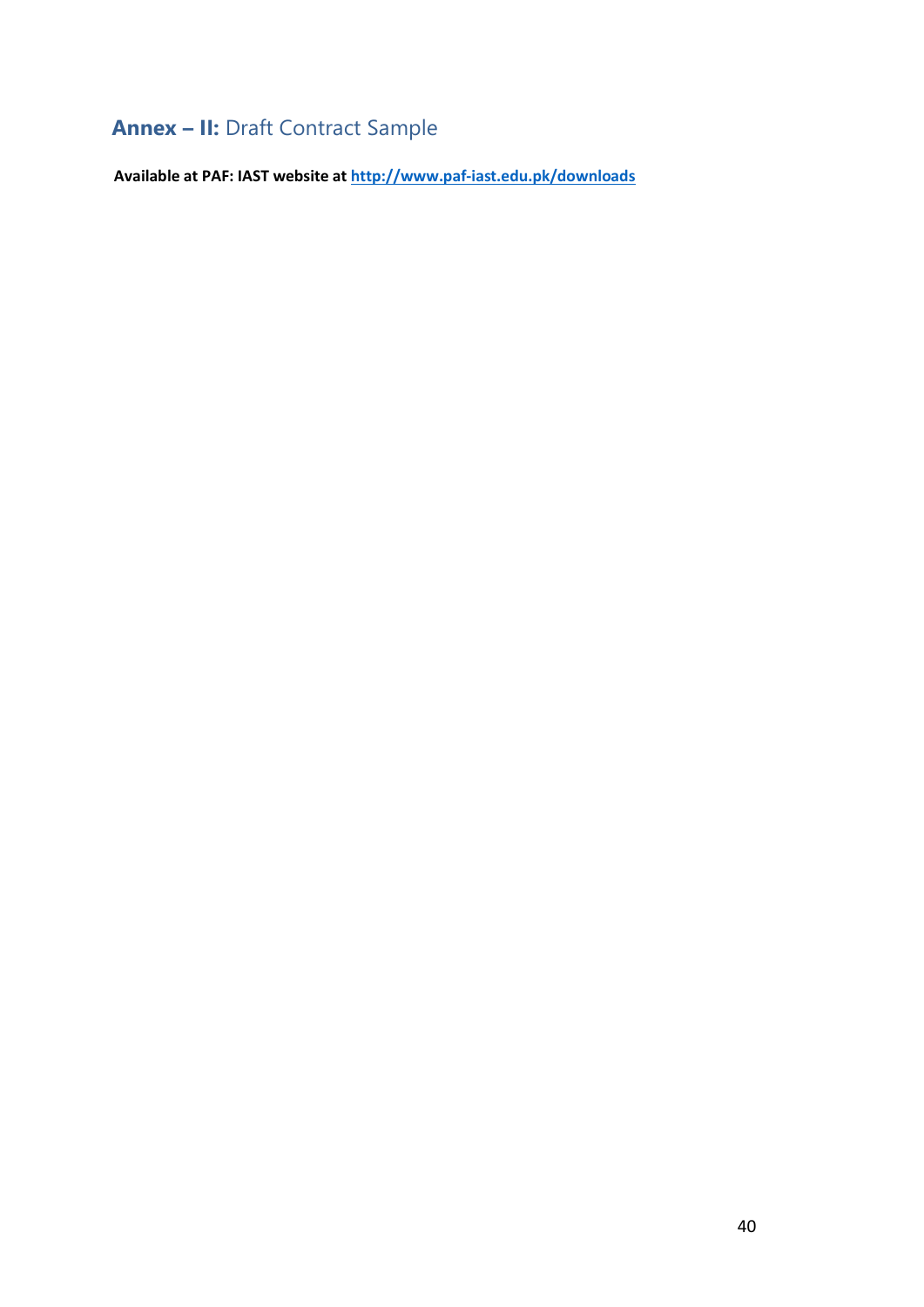## **Annex – II:** Draft Contract Sample

**Available at PAF: IAST website at [http://www.paf-iast.edu.pk/downloads](http://www.paf-iast.edu.pk/downloads)**